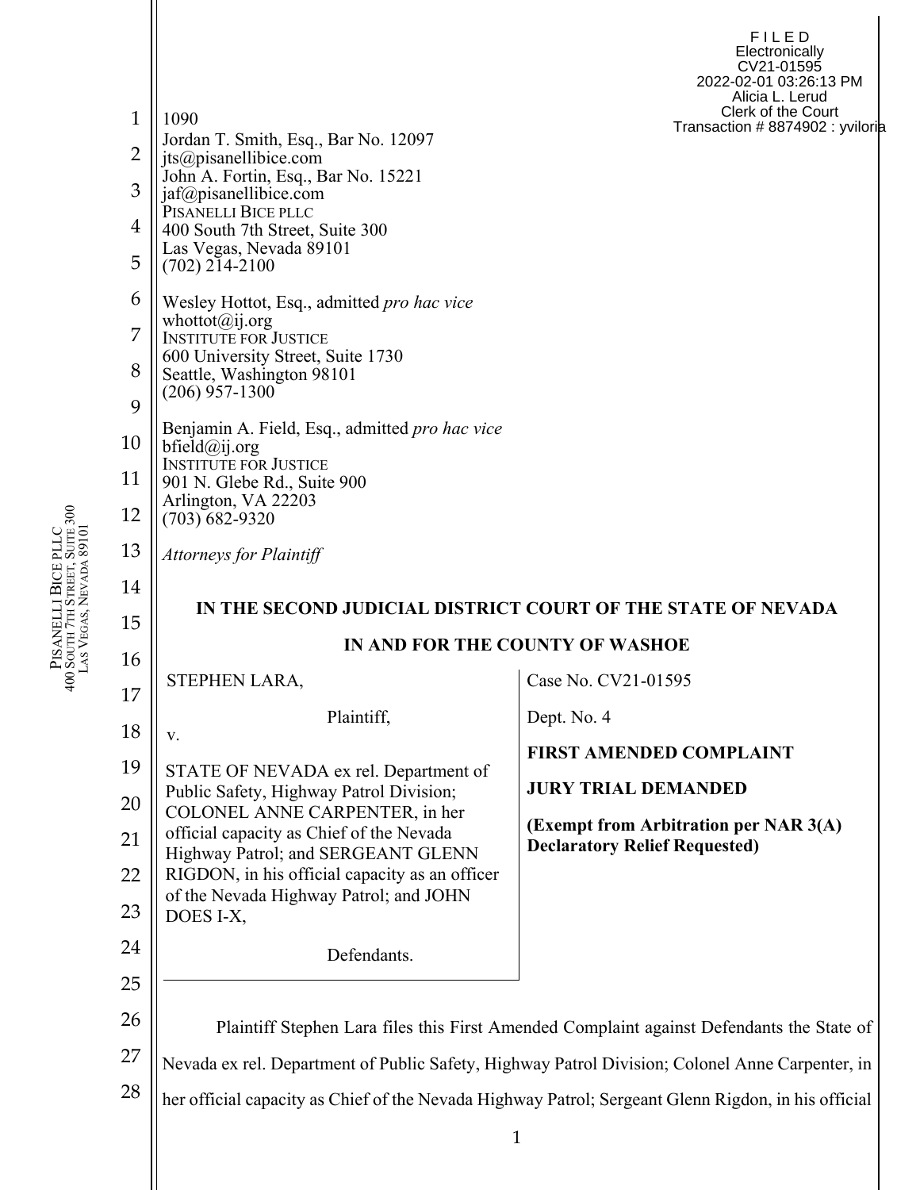F I L E D
Electronically
CV21-01595
2022-02-01 03:26:13 PM
Alicia L. Lerud
Clerk of the Court
Transaction # 8874902 : yviloria

1090
Jordan T. Smith, Esq., Bar No. 12097
jts@pisanellibice.com
John A. Fortin, Esq., Bar No. 15221
jaf@pisanellibice.com
PISANELLI BICE PLLC
400 South 7th Street, Suite 300
Las Vegas, Nevada 89101
(702) 214-2100

Wesley Hottot, Esq., admitted *pro hac vice*
whottot@ij.org
INSTITUTE FOR JUSTICE
600 University Street, Suite 1730
Seattle, Washington 98101
(206) 957-1300

Benjamin A. Field, Esq., admitted *pro hac vice*
bfield@ij.org
INSTITUTE FOR JUSTICE
901 N. Glebe Rd., Suite 900
Arlington, VA 22203
(703) 682-9320

*Attorneys for Plaintiff*

**IN THE SECOND JUDICIAL DISTRICT COURT OF THE STATE OF NEVADA**

**IN AND FOR THE COUNTY OF WASHOE**

| | |
|---|---|
| STEPHEN LARA,<br><br>Plaintiff,<br>v.<br><br>STATE OF NEVADA ex rel. Department of Public Safety, Highway Patrol Division; COLONEL ANNE CARPENTER, in her official capacity as Chief of the Nevada Highway Patrol; and SERGEANT GLENN RIGDON, in his official capacity as an officer of the Nevada Highway Patrol; and JOHN DOES I-X,<br><br>Defendants. | Case No. CV21-01595<br><br>Dept. No. 4<br><br>**FIRST AMENDED COMPLAINT**<br><br>**JURY TRIAL DEMANDED**<br><br>**(Exempt from Arbitration per NAR 3(A) Declaratory Relief Requested)** |

Plaintiff Stephen Lara files this First Amended Complaint against Defendants the State of Nevada ex rel. Department of Public Safety, Highway Patrol Division; Colonel Anne Carpenter, in her official capacity as Chief of the Nevada Highway Patrol; Sergeant Glenn Rigdon, in his official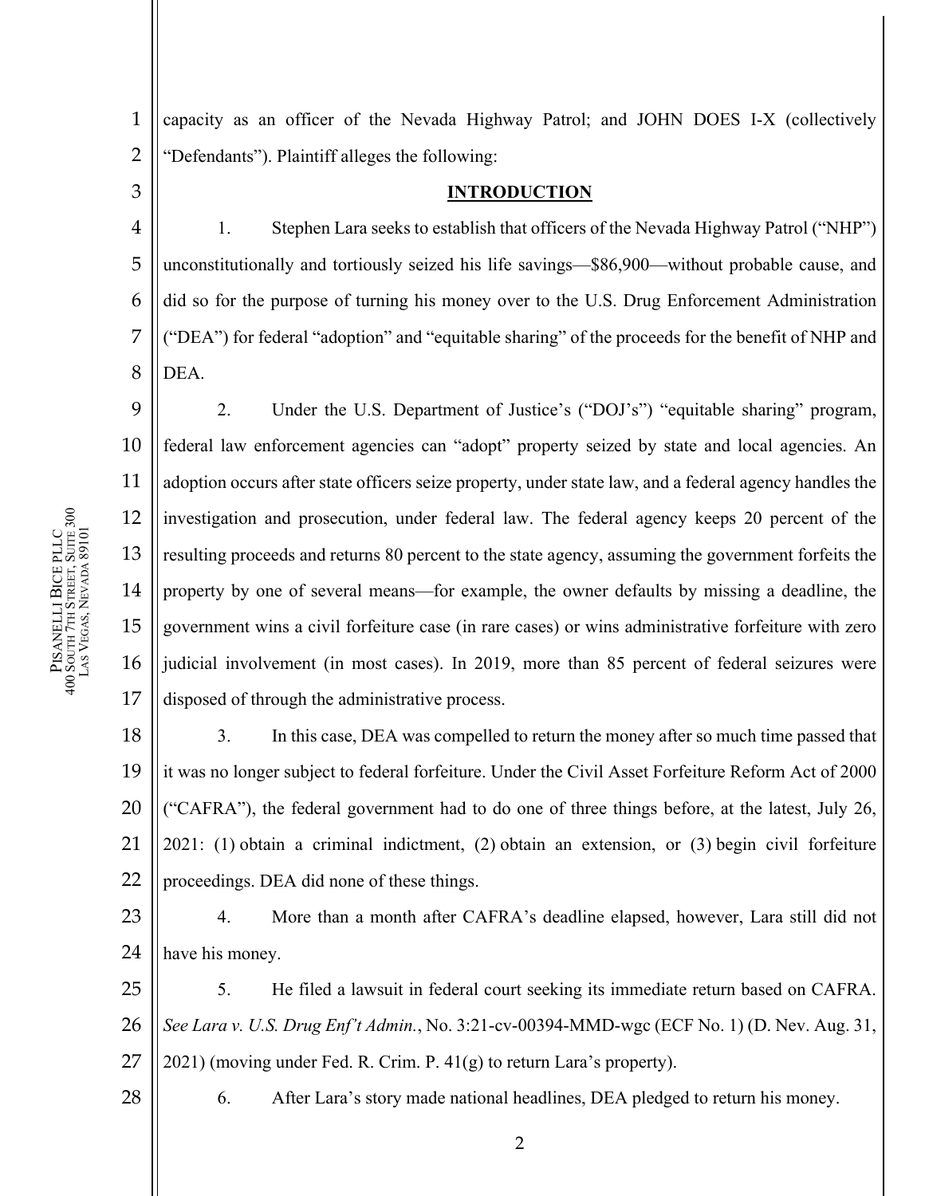capacity as an officer of the Nevada Highway Patrol; and JOHN DOES I-X (collectively "Defendants"). Plaintiff alleges the following:

## INTRODUCTION

1. Stephen Lara seeks to establish that officers of the Nevada Highway Patrol ("NHP") unconstitutionally and tortiously seized his life savings—$86,900—without probable cause, and did so for the purpose of turning his money over to the U.S. Drug Enforcement Administration ("DEA") for federal "adoption" and "equitable sharing" of the proceeds for the benefit of NHP and DEA.

2. Under the U.S. Department of Justice's ("DOJ's") "equitable sharing" program, federal law enforcement agencies can "adopt" property seized by state and local agencies. An adoption occurs after state officers seize property, under state law, and a federal agency handles the investigation and prosecution, under federal law. The federal agency keeps 20 percent of the resulting proceeds and returns 80 percent to the state agency, assuming the government forfeits the property by one of several means—for example, the owner defaults by missing a deadline, the government wins a civil forfeiture case (in rare cases) or wins administrative forfeiture with zero judicial involvement (in most cases). In 2019, more than 85 percent of federal seizures were disposed of through the administrative process.

3. In this case, DEA was compelled to return the money after so much time passed that it was no longer subject to federal forfeiture. Under the Civil Asset Forfeiture Reform Act of 2000 ("CAFRA"), the federal government had to do one of three things before, at the latest, July 26, 2021: (1) obtain a criminal indictment, (2) obtain an extension, or (3) begin civil forfeiture proceedings. DEA did none of these things.

4. More than a month after CAFRA's deadline elapsed, however, Lara still did not have his money.

5. He filed a lawsuit in federal court seeking its immediate return based on CAFRA. *See Lara v. U.S. Drug Enf't Admin.*, No. 3:21-cv-00394-MMD-wgc (ECF No. 1) (D. Nev. Aug. 31, 2021) (moving under Fed. R. Crim. P. 41(g) to return Lara's property).

6. After Lara's story made national headlines, DEA pledged to return his money.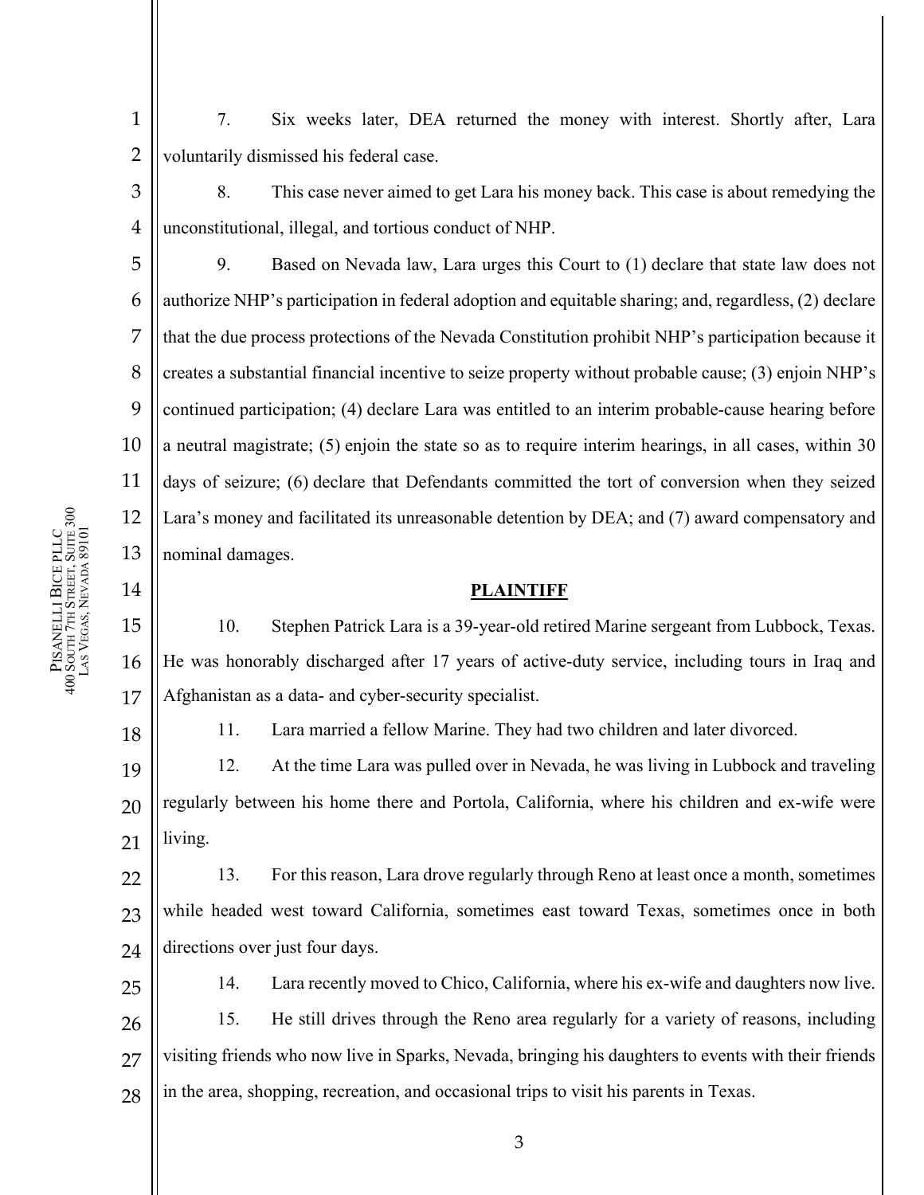7. Six weeks later, DEA returned the money with interest. Shortly after, Lara voluntarily dismissed his federal case.

8. This case never aimed to get Lara his money back. This case is about remedying the unconstitutional, illegal, and tortious conduct of NHP.

9. Based on Nevada law, Lara urges this Court to (1) declare that state law does not authorize NHP's participation in federal adoption and equitable sharing; and, regardless, (2) declare that the due process protections of the Nevada Constitution prohibit NHP's participation because it creates a substantial financial incentive to seize property without probable cause; (3) enjoin NHP's continued participation; (4) declare Lara was entitled to an interim probable-cause hearing before a neutral magistrate; (5) enjoin the state so as to require interim hearings, in all cases, within 30 days of seizure; (6) declare that Defendants committed the tort of conversion when they seized Lara's money and facilitated its unreasonable detention by DEA; and (7) award compensatory and nominal damages.

## PLAINTIFF

10. Stephen Patrick Lara is a 39-year-old retired Marine sergeant from Lubbock, Texas. He was honorably discharged after 17 years of active-duty service, including tours in Iraq and Afghanistan as a data- and cyber-security specialist.

11. Lara married a fellow Marine. They had two children and later divorced.

12. At the time Lara was pulled over in Nevada, he was living in Lubbock and traveling regularly between his home there and Portola, California, where his children and ex-wife were living.

13. For this reason, Lara drove regularly through Reno at least once a month, sometimes while headed west toward California, sometimes east toward Texas, sometimes once in both directions over just four days.

14. Lara recently moved to Chico, California, where his ex-wife and daughters now live.

15. He still drives through the Reno area regularly for a variety of reasons, including visiting friends who now live in Sparks, Nevada, bringing his daughters to events with their friends in the area, shopping, recreation, and occasional trips to visit his parents in Texas.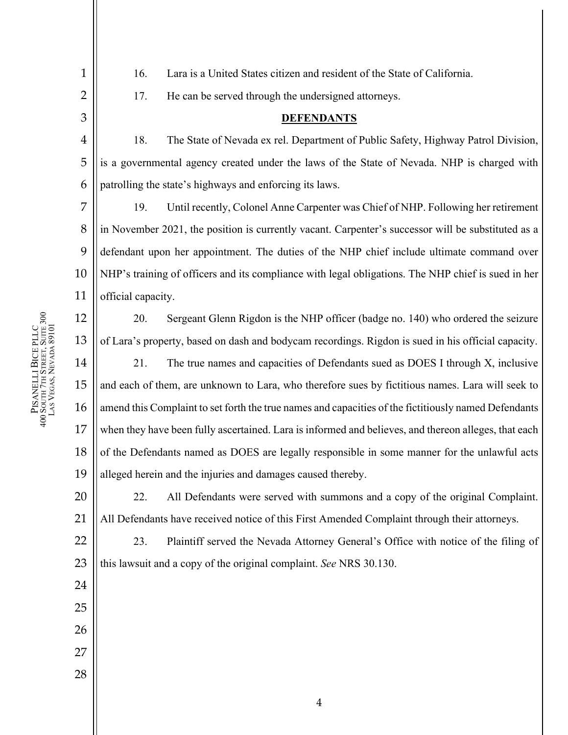16. Lara is a United States citizen and resident of the State of California.

17. He can be served through the undersigned attorneys.

## DEFENDANTS

18. The State of Nevada ex rel. Department of Public Safety, Highway Patrol Division, is a governmental agency created under the laws of the State of Nevada. NHP is charged with patrolling the state's highways and enforcing its laws.

19. Until recently, Colonel Anne Carpenter was Chief of NHP. Following her retirement in November 2021, the position is currently vacant. Carpenter's successor will be substituted as a defendant upon her appointment. The duties of the NHP chief include ultimate command over NHP's training of officers and its compliance with legal obligations. The NHP chief is sued in her official capacity.

20. Sergeant Glenn Rigdon is the NHP officer (badge no. 140) who ordered the seizure of Lara's property, based on dash and bodycam recordings. Rigdon is sued in his official capacity.

21. The true names and capacities of Defendants sued as DOES I through X, inclusive and each of them, are unknown to Lara, who therefore sues by fictitious names. Lara will seek to amend this Complaint to set forth the true names and capacities of the fictitiously named Defendants when they have been fully ascertained. Lara is informed and believes, and thereon alleges, that each of the Defendants named as DOES are legally responsible in some manner for the unlawful acts alleged herein and the injuries and damages caused thereby.

22. All Defendants were served with summons and a copy of the original Complaint. All Defendants have received notice of this First Amended Complaint through their attorneys.

23. Plaintiff served the Nevada Attorney General's Office with notice of the filing of this lawsuit and a copy of the original complaint. *See* NRS 30.130.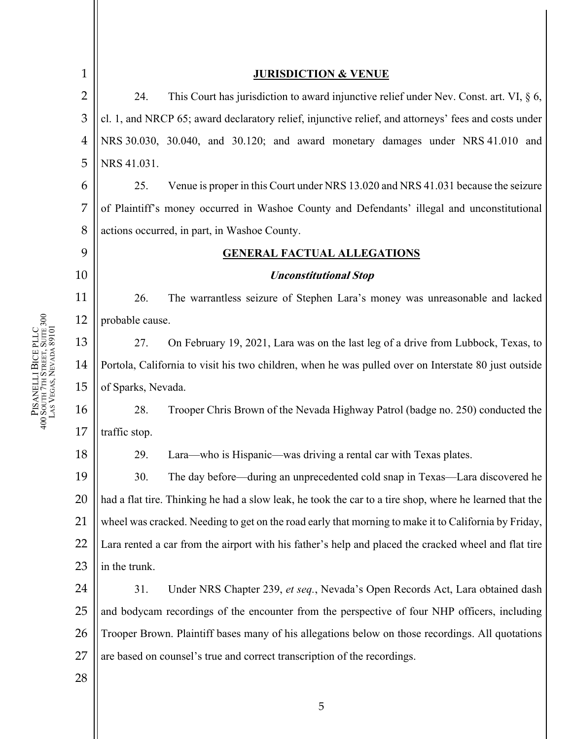## JURISDICTION & VENUE

24. This Court has jurisdiction to award injunctive relief under Nev. Const. art. VI, § 6, cl. 1, and NRCP 65; award declaratory relief, injunctive relief, and attorneys' fees and costs under NRS 30.030, 30.040, and 30.120; and award monetary damages under NRS 41.010 and NRS 41.031.

25. Venue is proper in this Court under NRS 13.020 and NRS 41.031 because the seizure of Plaintiff's money occurred in Washoe County and Defendants' illegal and unconstitutional actions occurred, in part, in Washoe County.

## GENERAL FACTUAL ALLEGATIONS

### *Unconstitutional Stop*

26. The warrantless seizure of Stephen Lara's money was unreasonable and lacked probable cause.

27. On February 19, 2021, Lara was on the last leg of a drive from Lubbock, Texas, to Portola, California to visit his two children, when he was pulled over on Interstate 80 just outside of Sparks, Nevada.

28. Trooper Chris Brown of the Nevada Highway Patrol (badge no. 250) conducted the traffic stop.

29. Lara—who is Hispanic—was driving a rental car with Texas plates.

30. The day before—during an unprecedented cold snap in Texas—Lara discovered he had a flat tire. Thinking he had a slow leak, he took the car to a tire shop, where he learned that the wheel was cracked. Needing to get on the road early that morning to make it to California by Friday, Lara rented a car from the airport with his father's help and placed the cracked wheel and flat tire in the trunk.

31. Under NRS Chapter 239, *et seq.*, Nevada's Open Records Act, Lara obtained dash and bodycam recordings of the encounter from the perspective of four NHP officers, including Trooper Brown. Plaintiff bases many of his allegations below on those recordings. All quotations are based on counsel's true and correct transcription of the recordings.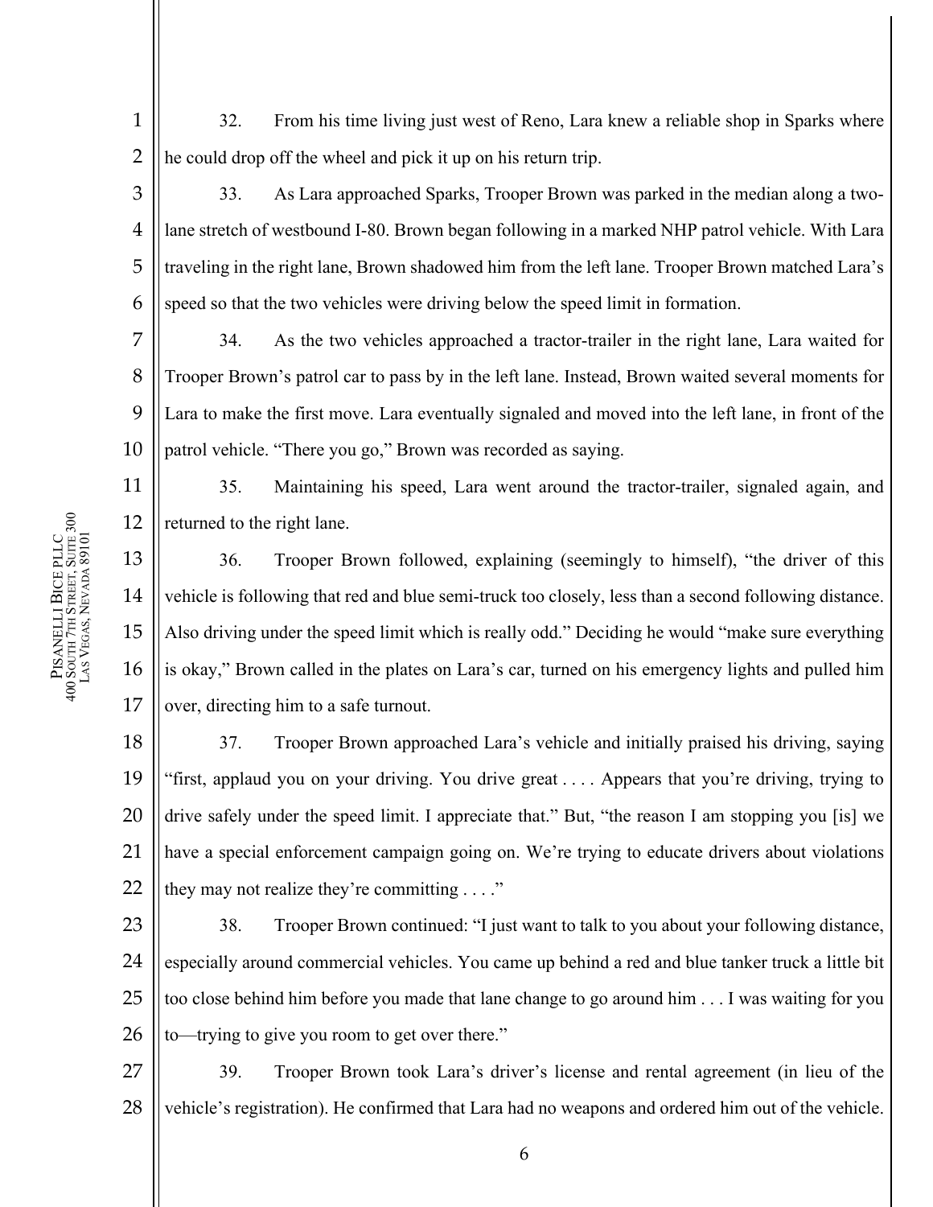32. From his time living just west of Reno, Lara knew a reliable shop in Sparks where he could drop off the wheel and pick it up on his return trip.

33. As Lara approached Sparks, Trooper Brown was parked in the median along a two-lane stretch of westbound I-80. Brown began following in a marked NHP patrol vehicle. With Lara traveling in the right lane, Brown shadowed him from the left lane. Trooper Brown matched Lara's speed so that the two vehicles were driving below the speed limit in formation.

34. As the two vehicles approached a tractor-trailer in the right lane, Lara waited for Trooper Brown's patrol car to pass by in the left lane. Instead, Brown waited several moments for Lara to make the first move. Lara eventually signaled and moved into the left lane, in front of the patrol vehicle. "There you go," Brown was recorded as saying.

35. Maintaining his speed, Lara went around the tractor-trailer, signaled again, and returned to the right lane.

36. Trooper Brown followed, explaining (seemingly to himself), "the driver of this vehicle is following that red and blue semi-truck too closely, less than a second following distance. Also driving under the speed limit which is really odd." Deciding he would "make sure everything is okay," Brown called in the plates on Lara's car, turned on his emergency lights and pulled him over, directing him to a safe turnout.

37. Trooper Brown approached Lara's vehicle and initially praised his driving, saying "first, applaud you on your driving. You drive great . . . . Appears that you're driving, trying to drive safely under the speed limit. I appreciate that." But, "the reason I am stopping you [is] we have a special enforcement campaign going on. We're trying to educate drivers about violations they may not realize they're committing . . . ."

38. Trooper Brown continued: "I just want to talk to you about your following distance, especially around commercial vehicles. You came up behind a red and blue tanker truck a little bit too close behind him before you made that lane change to go around him . . . I was waiting for you to—trying to give you room to get over there."

39. Trooper Brown took Lara's driver's license and rental agreement (in lieu of the vehicle's registration). He confirmed that Lara had no weapons and ordered him out of the vehicle.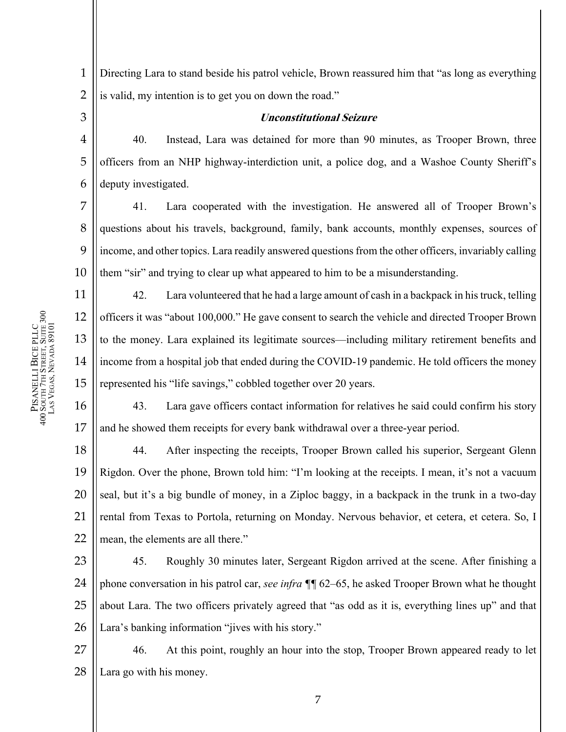Directing Lara to stand beside his patrol vehicle, Brown reassured him that "as long as everything is valid, my intention is to get you on down the road."

***Unconstitutional Seizure***

40. Instead, Lara was detained for more than 90 minutes, as Trooper Brown, three officers from an NHP highway-interdiction unit, a police dog, and a Washoe County Sheriff's deputy investigated.

41. Lara cooperated with the investigation. He answered all of Trooper Brown's questions about his travels, background, family, bank accounts, monthly expenses, sources of income, and other topics. Lara readily answered questions from the other officers, invariably calling them "sir" and trying to clear up what appeared to him to be a misunderstanding.

42. Lara volunteered that he had a large amount of cash in a backpack in his truck, telling officers it was "about 100,000." He gave consent to search the vehicle and directed Trooper Brown to the money. Lara explained its legitimate sources—including military retirement benefits and income from a hospital job that ended during the COVID-19 pandemic. He told officers the money represented his "life savings," cobbled together over 20 years.

43. Lara gave officers contact information for relatives he said could confirm his story and he showed them receipts for every bank withdrawal over a three-year period.

44. After inspecting the receipts, Trooper Brown called his superior, Sergeant Glenn Rigdon. Over the phone, Brown told him: "I'm looking at the receipts. I mean, it's not a vacuum seal, but it's a big bundle of money, in a Ziploc baggy, in a backpack in the trunk in a two-day rental from Texas to Portola, returning on Monday. Nervous behavior, et cetera, et cetera. So, I mean, the elements are all there."

45. Roughly 30 minutes later, Sergeant Rigdon arrived at the scene. After finishing a phone conversation in his patrol car, *see infra* ¶¶ 62–65, he asked Trooper Brown what he thought about Lara. The two officers privately agreed that "as odd as it is, everything lines up" and that Lara's banking information "jives with his story."

46. At this point, roughly an hour into the stop, Trooper Brown appeared ready to let Lara go with his money.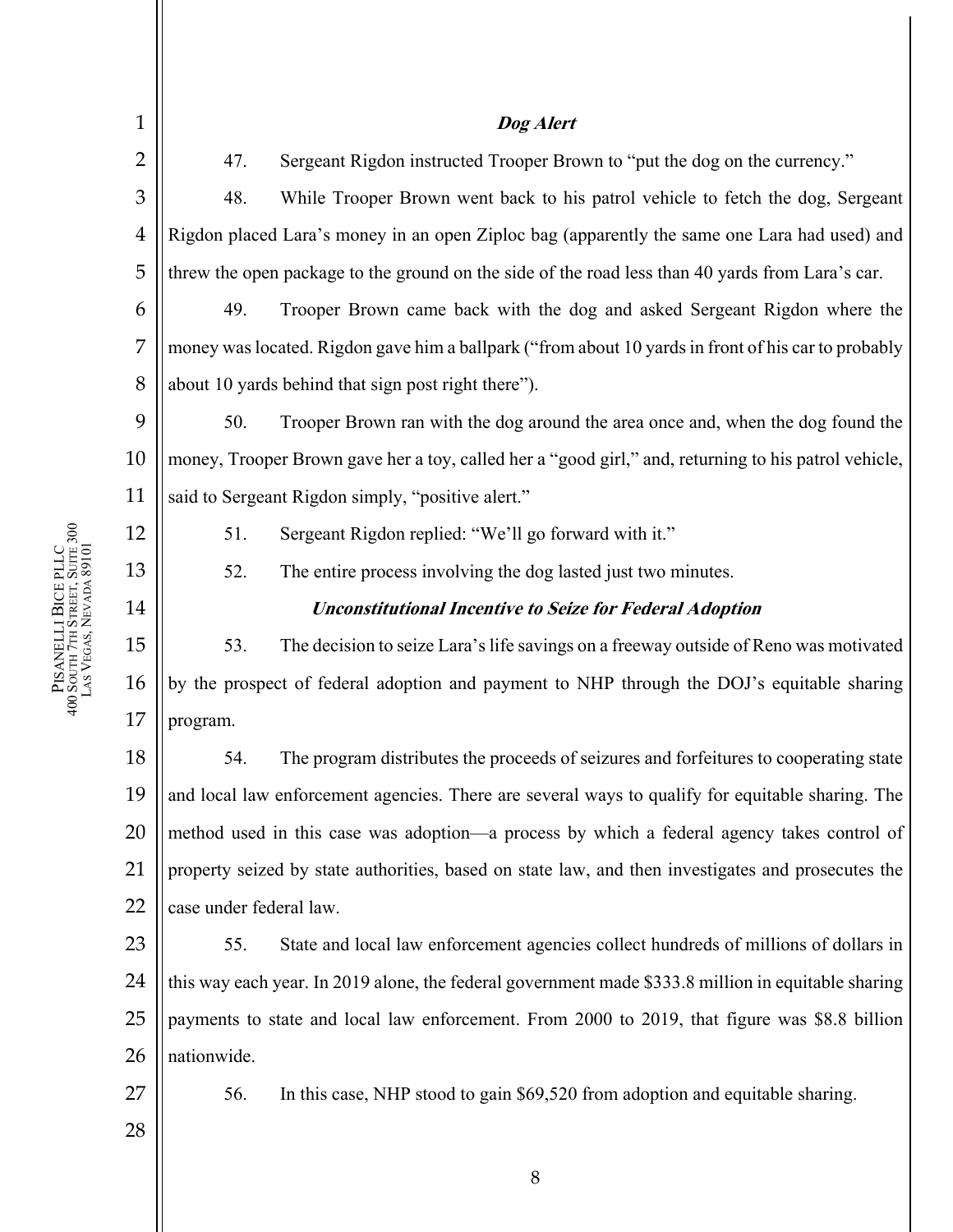***Dog Alert***

47. Sergeant Rigdon instructed Trooper Brown to "put the dog on the currency."

48. While Trooper Brown went back to his patrol vehicle to fetch the dog, Sergeant Rigdon placed Lara's money in an open Ziploc bag (apparently the same one Lara had used) and threw the open package to the ground on the side of the road less than 40 yards from Lara's car.

49. Trooper Brown came back with the dog and asked Sergeant Rigdon where the money was located. Rigdon gave him a ballpark ("from about 10 yards in front of his car to probably about 10 yards behind that sign post right there").

50. Trooper Brown ran with the dog around the area once and, when the dog found the money, Trooper Brown gave her a toy, called her a "good girl," and, returning to his patrol vehicle, said to Sergeant Rigdon simply, "positive alert."

51. Sergeant Rigdon replied: "We'll go forward with it."

52. The entire process involving the dog lasted just two minutes.

***Unconstitutional Incentive to Seize for Federal Adoption***

53. The decision to seize Lara's life savings on a freeway outside of Reno was motivated by the prospect of federal adoption and payment to NHP through the DOJ's equitable sharing program.

54. The program distributes the proceeds of seizures and forfeitures to cooperating state and local law enforcement agencies. There are several ways to qualify for equitable sharing. The method used in this case was adoption—a process by which a federal agency takes control of property seized by state authorities, based on state law, and then investigates and prosecutes the case under federal law.

55. State and local law enforcement agencies collect hundreds of millions of dollars in this way each year. In 2019 alone, the federal government made $333.8 million in equitable sharing payments to state and local law enforcement. From 2000 to 2019, that figure was $8.8 billion nationwide.

56. In this case, NHP stood to gain $69,520 from adoption and equitable sharing.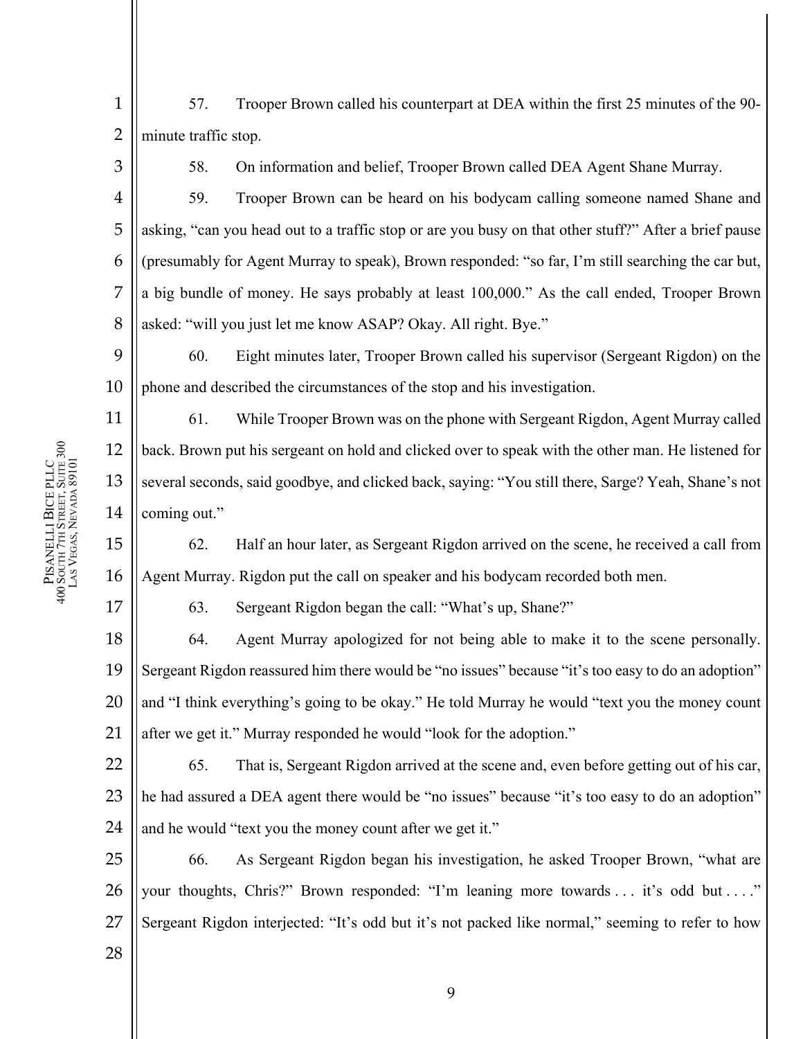57. Trooper Brown called his counterpart at DEA within the first 25 minutes of the 90-minute traffic stop.

58. On information and belief, Trooper Brown called DEA Agent Shane Murray.

59. Trooper Brown can be heard on his bodycam calling someone named Shane and asking, "can you head out to a traffic stop or are you busy on that other stuff?" After a brief pause (presumably for Agent Murray to speak), Brown responded: "so far, I'm still searching the car but, a big bundle of money. He says probably at least 100,000." As the call ended, Trooper Brown asked: "will you just let me know ASAP? Okay. All right. Bye."

60. Eight minutes later, Trooper Brown called his supervisor (Sergeant Rigdon) on the phone and described the circumstances of the stop and his investigation.

61. While Trooper Brown was on the phone with Sergeant Rigdon, Agent Murray called back. Brown put his sergeant on hold and clicked over to speak with the other man. He listened for several seconds, said goodbye, and clicked back, saying: "You still there, Sarge? Yeah, Shane's not coming out."

62. Half an hour later, as Sergeant Rigdon arrived on the scene, he received a call from Agent Murray. Rigdon put the call on speaker and his bodycam recorded both men.

63. Sergeant Rigdon began the call: "What's up, Shane?"

64. Agent Murray apologized for not being able to make it to the scene personally. Sergeant Rigdon reassured him there would be "no issues" because "it's too easy to do an adoption" and "I think everything's going to be okay." He told Murray he would "text you the money count after we get it." Murray responded he would "look for the adoption."

65. That is, Sergeant Rigdon arrived at the scene and, even before getting out of his car, he had assured a DEA agent there would be "no issues" because "it's too easy to do an adoption" and he would "text you the money count after we get it."

66. As Sergeant Rigdon began his investigation, he asked Trooper Brown, "what are your thoughts, Chris?" Brown responded: "I'm leaning more towards . . . it's odd but . . . ." Sergeant Rigdon interjected: "It's odd but it's not packed like normal," seeming to refer to how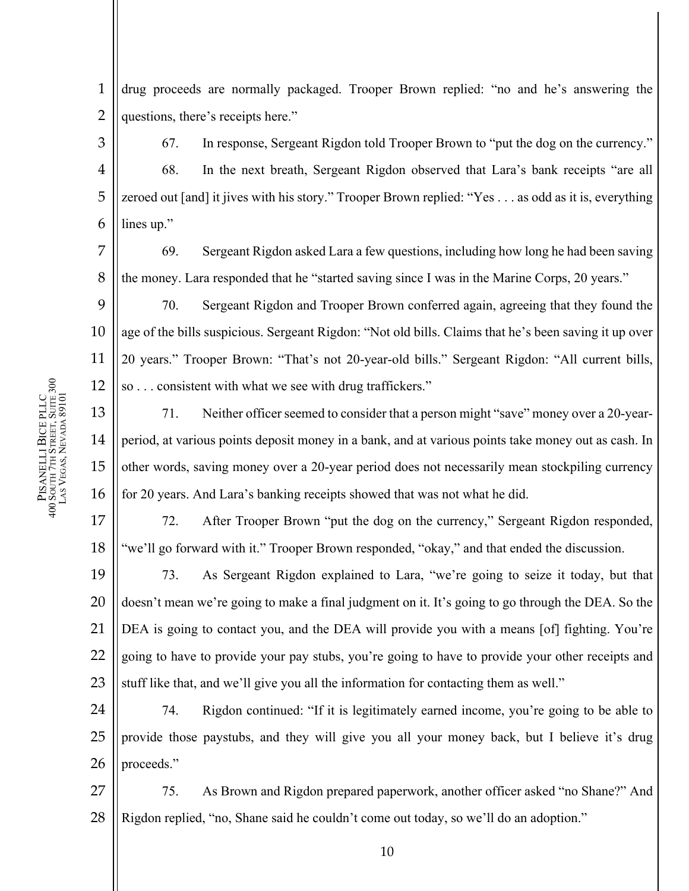drug proceeds are normally packaged. Trooper Brown replied: "no and he's answering the questions, there's receipts here."

67. In response, Sergeant Rigdon told Trooper Brown to "put the dog on the currency."

68. In the next breath, Sergeant Rigdon observed that Lara's bank receipts "are all zeroed out [and] it jives with his story." Trooper Brown replied: "Yes . . . as odd as it is, everything lines up."

69. Sergeant Rigdon asked Lara a few questions, including how long he had been saving the money. Lara responded that he "started saving since I was in the Marine Corps, 20 years."

70. Sergeant Rigdon and Trooper Brown conferred again, agreeing that they found the age of the bills suspicious. Sergeant Rigdon: "Not old bills. Claims that he's been saving it up over 20 years." Trooper Brown: "That's not 20-year-old bills." Sergeant Rigdon: "All current bills, so . . . consistent with what we see with drug traffickers."

71. Neither officer seemed to consider that a person might "save" money over a 20-year-period, at various points deposit money in a bank, and at various points take money out as cash. In other words, saving money over a 20-year period does not necessarily mean stockpiling currency for 20 years. And Lara's banking receipts showed that was not what he did.

72. After Trooper Brown "put the dog on the currency," Sergeant Rigdon responded, "we'll go forward with it." Trooper Brown responded, "okay," and that ended the discussion.

73. As Sergeant Rigdon explained to Lara, "we're going to seize it today, but that doesn't mean we're going to make a final judgment on it. It's going to go through the DEA. So the DEA is going to contact you, and the DEA will provide you with a means [of] fighting. You're going to have to provide your pay stubs, you're going to have to provide your other receipts and stuff like that, and we'll give you all the information for contacting them as well."

74. Rigdon continued: "If it is legitimately earned income, you're going to be able to provide those paystubs, and they will give you all your money back, but I believe it's drug proceeds."

75. As Brown and Rigdon prepared paperwork, another officer asked "no Shane?" And Rigdon replied, "no, Shane said he couldn't come out today, so we'll do an adoption."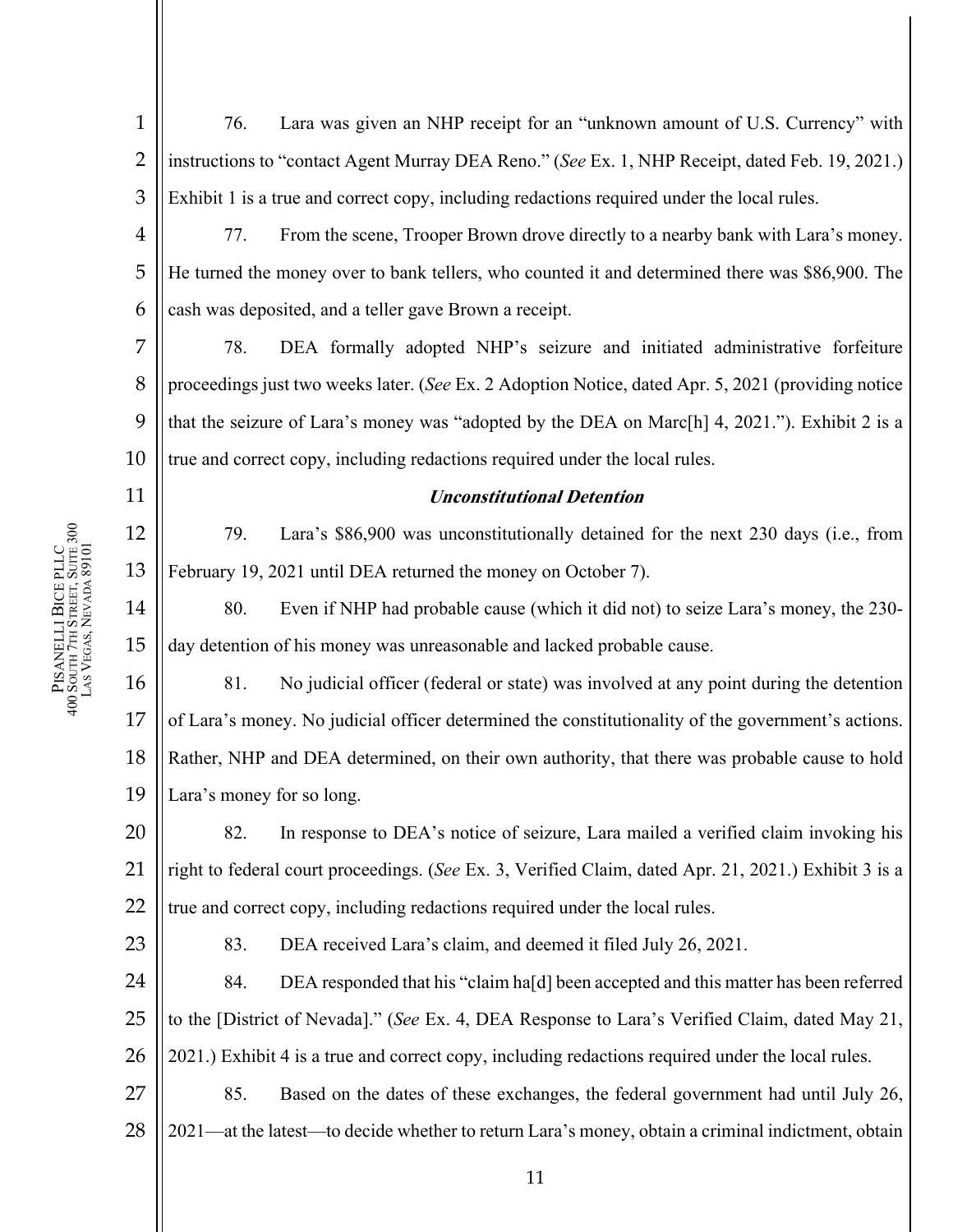76. Lara was given an NHP receipt for an "unknown amount of U.S. Currency" with instructions to "contact Agent Murray DEA Reno." (*See* Ex. 1, NHP Receipt, dated Feb. 19, 2021.) Exhibit 1 is a true and correct copy, including redactions required under the local rules.

77. From the scene, Trooper Brown drove directly to a nearby bank with Lara's money. He turned the money over to bank tellers, who counted it and determined there was $86,900. The cash was deposited, and a teller gave Brown a receipt.

78. DEA formally adopted NHP's seizure and initiated administrative forfeiture proceedings just two weeks later. (*See* Ex. 2 Adoption Notice, dated Apr. 5, 2021 (providing notice that the seizure of Lara's money was "adopted by the DEA on Marc[h] 4, 2021."). Exhibit 2 is a true and correct copy, including redactions required under the local rules.

***Unconstitutional Detention***

79. Lara's $86,900 was unconstitutionally detained for the next 230 days (i.e., from February 19, 2021 until DEA returned the money on October 7).

80. Even if NHP had probable cause (which it did not) to seize Lara's money, the 230-day detention of his money was unreasonable and lacked probable cause.

81. No judicial officer (federal or state) was involved at any point during the detention of Lara's money. No judicial officer determined the constitutionality of the government's actions. Rather, NHP and DEA determined, on their own authority, that there was probable cause to hold Lara's money for so long.

82. In response to DEA's notice of seizure, Lara mailed a verified claim invoking his right to federal court proceedings. (*See* Ex. 3, Verified Claim, dated Apr. 21, 2021.) Exhibit 3 is a true and correct copy, including redactions required under the local rules.

83. DEA received Lara's claim, and deemed it filed July 26, 2021.

84. DEA responded that his "claim ha[d] been accepted and this matter has been referred to the [District of Nevada]." (*See* Ex. 4, DEA Response to Lara's Verified Claim, dated May 21, 2021.) Exhibit 4 is a true and correct copy, including redactions required under the local rules.

85. Based on the dates of these exchanges, the federal government had until July 26, 2021—at the latest—to decide whether to return Lara's money, obtain a criminal indictment, obtain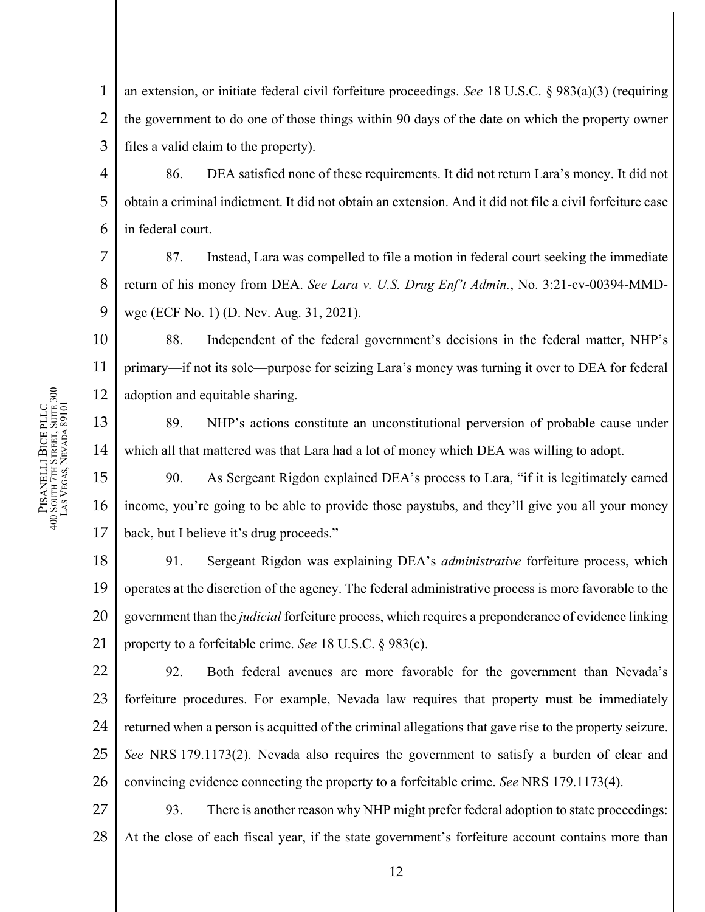an extension, or initiate federal civil forfeiture proceedings. *See* 18 U.S.C. § 983(a)(3) (requiring the government to do one of those things within 90 days of the date on which the property owner files a valid claim to the property).

86. DEA satisfied none of these requirements. It did not return Lara's money. It did not obtain a criminal indictment. It did not obtain an extension. And it did not file a civil forfeiture case in federal court.

87. Instead, Lara was compelled to file a motion in federal court seeking the immediate return of his money from DEA. *See Lara v. U.S. Drug Enf't Admin.*, No. 3:21-cv-00394-MMD-wgc (ECF No. 1) (D. Nev. Aug. 31, 2021).

88. Independent of the federal government's decisions in the federal matter, NHP's primary—if not its sole—purpose for seizing Lara's money was turning it over to DEA for federal adoption and equitable sharing.

89. NHP's actions constitute an unconstitutional perversion of probable cause under which all that mattered was that Lara had a lot of money which DEA was willing to adopt.

90. As Sergeant Rigdon explained DEA's process to Lara, "if it is legitimately earned income, you're going to be able to provide those paystubs, and they'll give you all your money back, but I believe it's drug proceeds."

91. Sergeant Rigdon was explaining DEA's *administrative* forfeiture process, which operates at the discretion of the agency. The federal administrative process is more favorable to the government than the *judicial* forfeiture process, which requires a preponderance of evidence linking property to a forfeitable crime. *See* 18 U.S.C. § 983(c).

92. Both federal avenues are more favorable for the government than Nevada's forfeiture procedures. For example, Nevada law requires that property must be immediately returned when a person is acquitted of the criminal allegations that gave rise to the property seizure. *See* NRS 179.1173(2). Nevada also requires the government to satisfy a burden of clear and convincing evidence connecting the property to a forfeitable crime. *See* NRS 179.1173(4).

93. There is another reason why NHP might prefer federal adoption to state proceedings: At the close of each fiscal year, if the state government's forfeiture account contains more than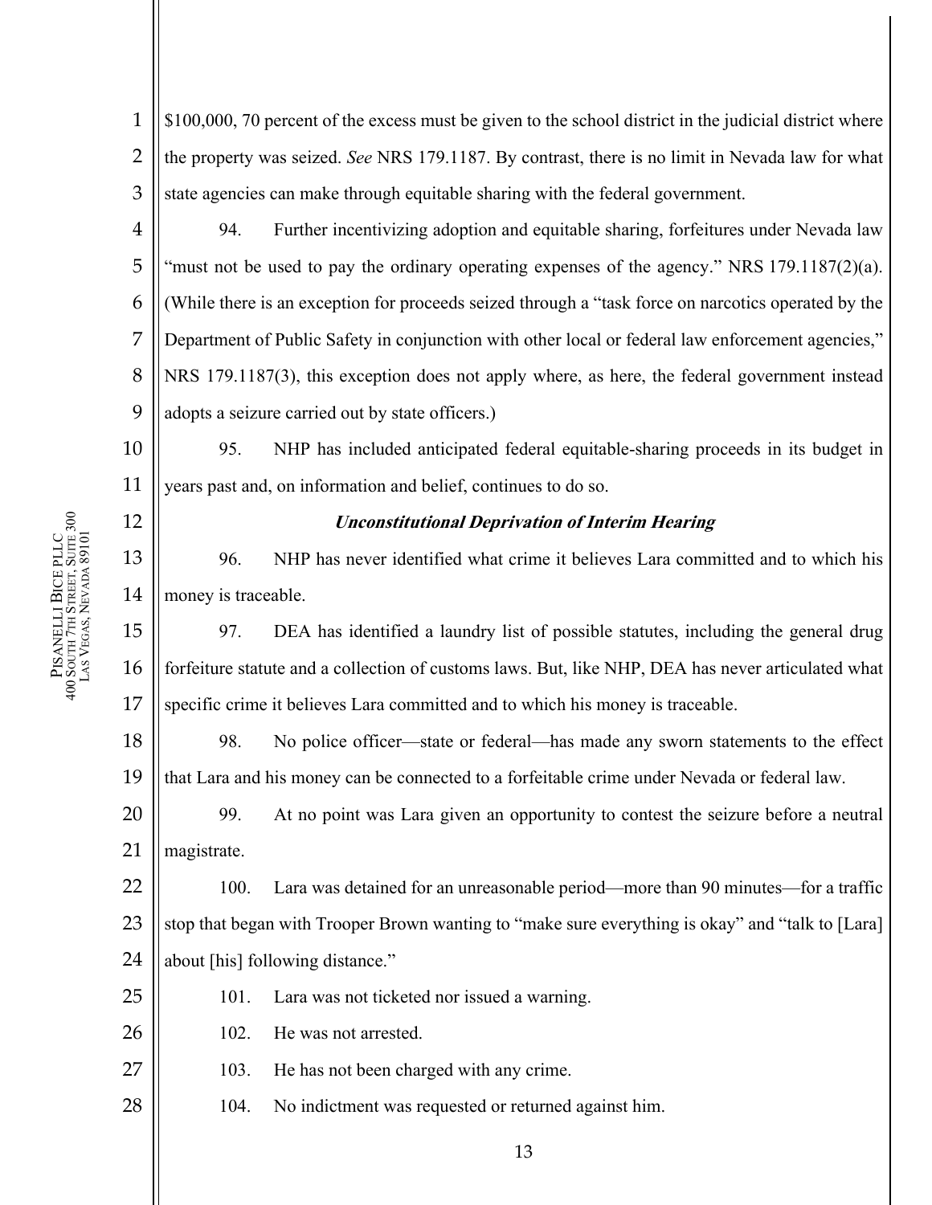$100,000, 70 percent of the excess must be given to the school district in the judicial district where the property was seized. *See* NRS 179.1187. By contrast, there is no limit in Nevada law for what state agencies can make through equitable sharing with the federal government.

94. Further incentivizing adoption and equitable sharing, forfeitures under Nevada law "must not be used to pay the ordinary operating expenses of the agency." NRS 179.1187(2)(a). (While there is an exception for proceeds seized through a "task force on narcotics operated by the Department of Public Safety in conjunction with other local or federal law enforcement agencies," NRS 179.1187(3), this exception does not apply where, as here, the federal government instead adopts a seizure carried out by state officers.)

95. NHP has included anticipated federal equitable-sharing proceeds in its budget in years past and, on information and belief, continues to do so.

***Unconstitutional Deprivation of Interim Hearing***

96. NHP has never identified what crime it believes Lara committed and to which his money is traceable.

97. DEA has identified a laundry list of possible statutes, including the general drug forfeiture statute and a collection of customs laws. But, like NHP, DEA has never articulated what specific crime it believes Lara committed and to which his money is traceable.

98. No police officer—state or federal—has made any sworn statements to the effect that Lara and his money can be connected to a forfeitable crime under Nevada or federal law.

99. At no point was Lara given an opportunity to contest the seizure before a neutral magistrate.

100. Lara was detained for an unreasonable period—more than 90 minutes—for a traffic stop that began with Trooper Brown wanting to "make sure everything is okay" and "talk to [Lara] about [his] following distance."

101. Lara was not ticketed nor issued a warning.

102. He was not arrested.

103. He has not been charged with any crime.

104. No indictment was requested or returned against him.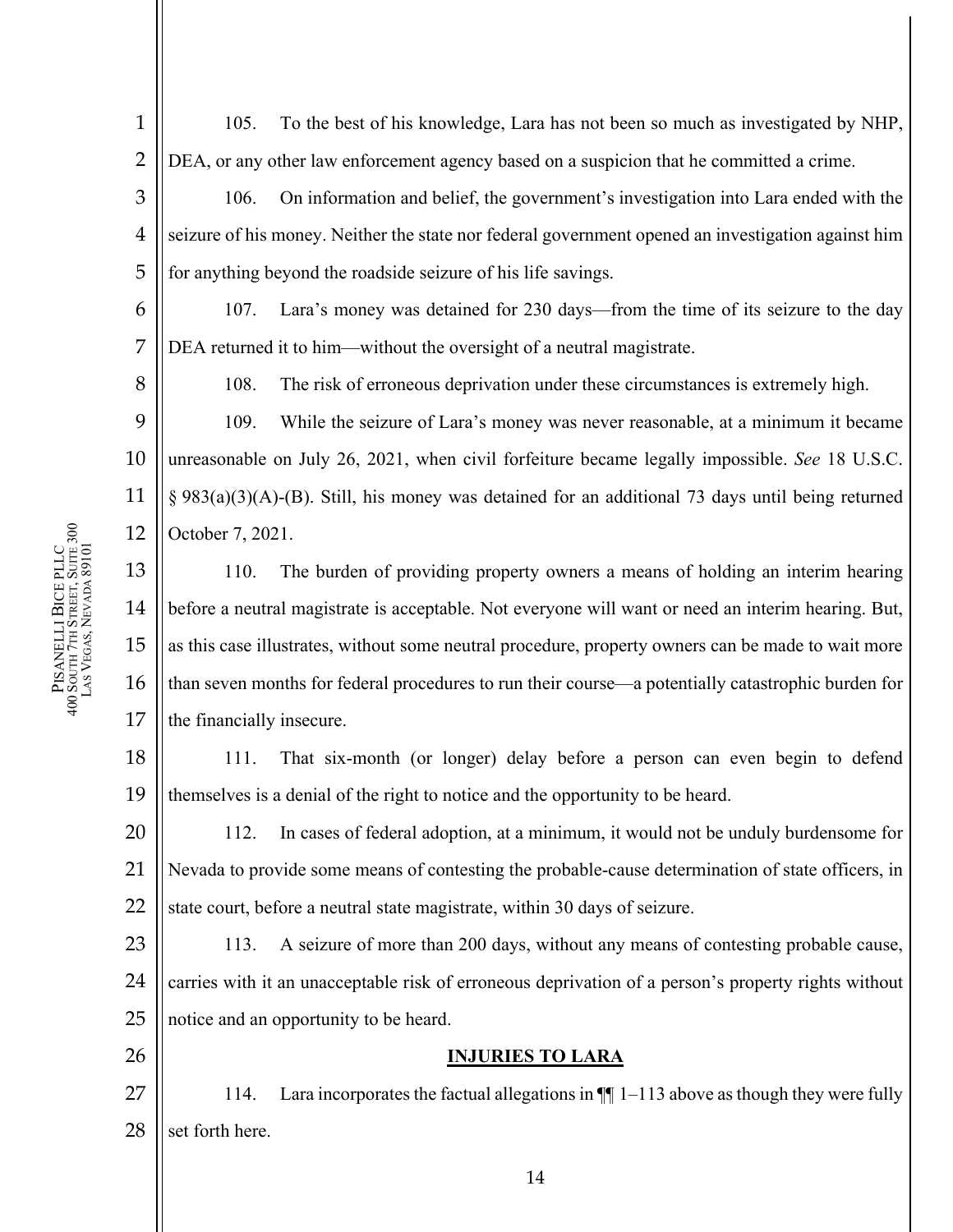105. To the best of his knowledge, Lara has not been so much as investigated by NHP, DEA, or any other law enforcement agency based on a suspicion that he committed a crime.

106. On information and belief, the government's investigation into Lara ended with the seizure of his money. Neither the state nor federal government opened an investigation against him for anything beyond the roadside seizure of his life savings.

107. Lara's money was detained for 230 days—from the time of its seizure to the day DEA returned it to him—without the oversight of a neutral magistrate.

108. The risk of erroneous deprivation under these circumstances is extremely high.

109. While the seizure of Lara's money was never reasonable, at a minimum it became unreasonable on July 26, 2021, when civil forfeiture became legally impossible. *See* 18 U.S.C. § 983(a)(3)(A)-(B). Still, his money was detained for an additional 73 days until being returned October 7, 2021.

110. The burden of providing property owners a means of holding an interim hearing before a neutral magistrate is acceptable. Not everyone will want or need an interim hearing. But, as this case illustrates, without some neutral procedure, property owners can be made to wait more than seven months for federal procedures to run their course—a potentially catastrophic burden for the financially insecure.

111. That six-month (or longer) delay before a person can even begin to defend themselves is a denial of the right to notice and the opportunity to be heard.

112. In cases of federal adoption, at a minimum, it would not be unduly burdensome for Nevada to provide some means of contesting the probable-cause determination of state officers, in state court, before a neutral state magistrate, within 30 days of seizure.

113. A seizure of more than 200 days, without any means of contesting probable cause, carries with it an unacceptable risk of erroneous deprivation of a person's property rights without notice and an opportunity to be heard.

## INJURIES TO LARA

114. Lara incorporates the factual allegations in ¶¶ 1–113 above as though they were fully set forth here.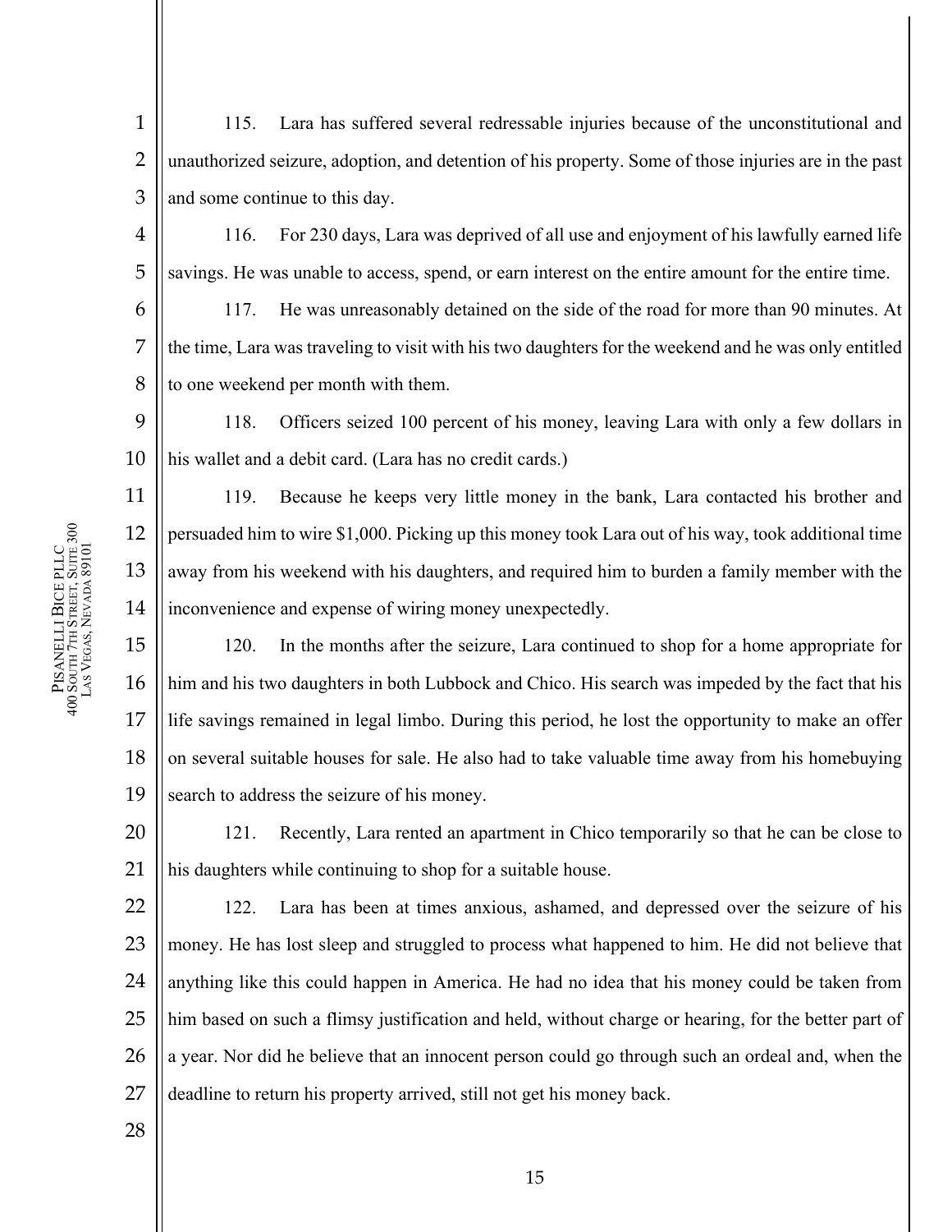115. Lara has suffered several redressable injuries because of the unconstitutional and unauthorized seizure, adoption, and detention of his property. Some of those injuries are in the past and some continue to this day.

116. For 230 days, Lara was deprived of all use and enjoyment of his lawfully earned life savings. He was unable to access, spend, or earn interest on the entire amount for the entire time.

117. He was unreasonably detained on the side of the road for more than 90 minutes. At the time, Lara was traveling to visit with his two daughters for the weekend and he was only entitled to one weekend per month with them.

118. Officers seized 100 percent of his money, leaving Lara with only a few dollars in his wallet and a debit card. (Lara has no credit cards.)

119. Because he keeps very little money in the bank, Lara contacted his brother and persuaded him to wire $1,000. Picking up this money took Lara out of his way, took additional time away from his weekend with his daughters, and required him to burden a family member with the inconvenience and expense of wiring money unexpectedly.

120. In the months after the seizure, Lara continued to shop for a home appropriate for him and his two daughters in both Lubbock and Chico. His search was impeded by the fact that his life savings remained in legal limbo. During this period, he lost the opportunity to make an offer on several suitable houses for sale. He also had to take valuable time away from his homebuying search to address the seizure of his money.

121. Recently, Lara rented an apartment in Chico temporarily so that he can be close to his daughters while continuing to shop for a suitable house.

122. Lara has been at times anxious, ashamed, and depressed over the seizure of his money. He has lost sleep and struggled to process what happened to him. He did not believe that anything like this could happen in America. He had no idea that his money could be taken from him based on such a flimsy justification and held, without charge or hearing, for the better part of a year. Nor did he believe that an innocent person could go through such an ordeal and, when the deadline to return his property arrived, still not get his money back.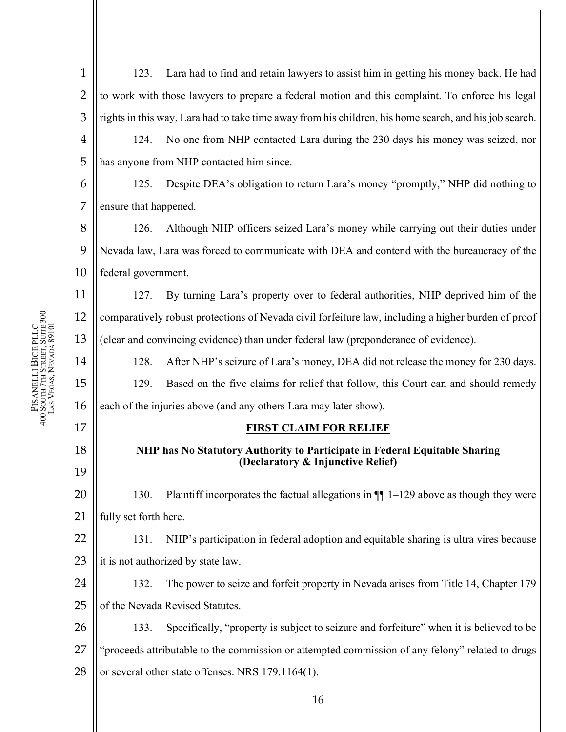123. Lara had to find and retain lawyers to assist him in getting his money back. He had to work with those lawyers to prepare a federal motion and this complaint. To enforce his legal rights in this way, Lara had to take time away from his children, his home search, and his job search.

124. No one from NHP contacted Lara during the 230 days his money was seized, nor has anyone from NHP contacted him since.

125. Despite DEA's obligation to return Lara's money "promptly," NHP did nothing to ensure that happened.

126. Although NHP officers seized Lara's money while carrying out their duties under Nevada law, Lara was forced to communicate with DEA and contend with the bureaucracy of the federal government.

127. By turning Lara's property over to federal authorities, NHP deprived him of the comparatively robust protections of Nevada civil forfeiture law, including a higher burden of proof (clear and convincing evidence) than under federal law (preponderance of evidence).

128. After NHP's seizure of Lara's money, DEA did not release the money for 230 days.

129. Based on the five claims for relief that follow, this Court can and should remedy each of the injuries above (and any others Lara may later show).

## FIRST CLAIM FOR RELIEF

### NHP has No Statutory Authority to Participate in Federal Equitable Sharing (Declaratory & Injunctive Relief)

130. Plaintiff incorporates the factual allegations in ¶¶ 1–129 above as though they were fully set forth here.

131. NHP's participation in federal adoption and equitable sharing is ultra vires because it is not authorized by state law.

132. The power to seize and forfeit property in Nevada arises from Title 14, Chapter 179 of the Nevada Revised Statutes.

133. Specifically, "property is subject to seizure and forfeiture" when it is believed to be "proceeds attributable to the commission or attempted commission of any felony" related to drugs or several other state offenses. NRS 179.1164(1).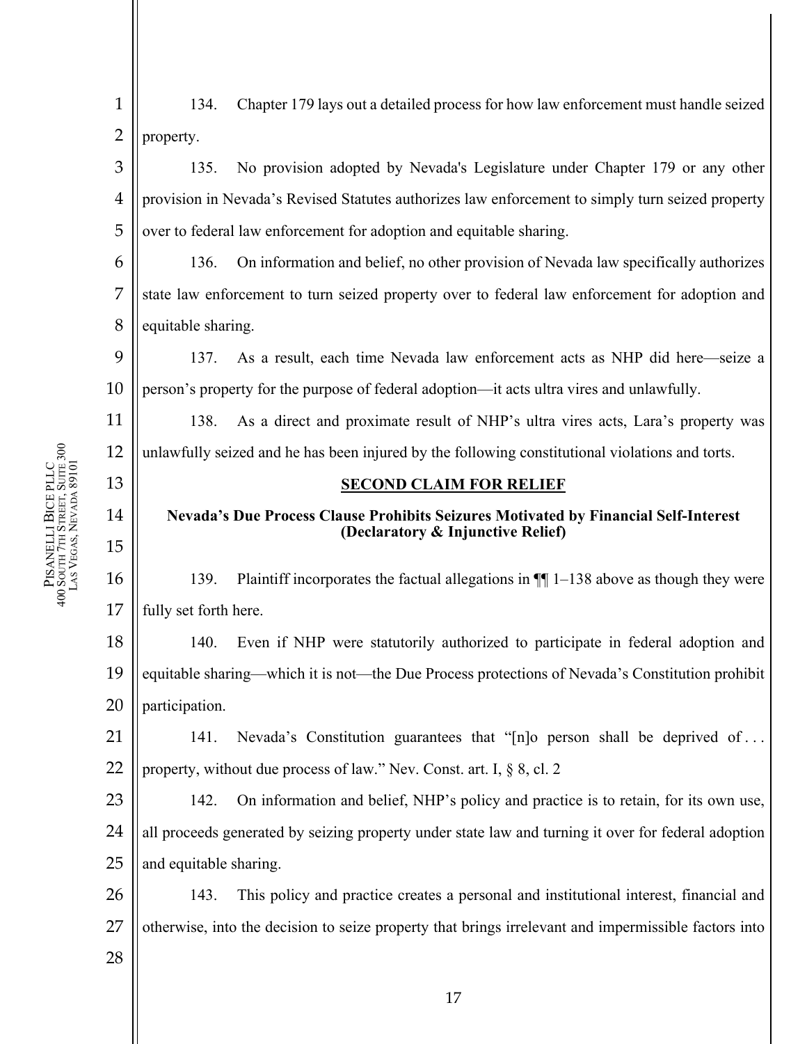134. Chapter 179 lays out a detailed process for how law enforcement must handle seized property.

135. No provision adopted by Nevada's Legislature under Chapter 179 or any other provision in Nevada's Revised Statutes authorizes law enforcement to simply turn seized property over to federal law enforcement for adoption and equitable sharing.

136. On information and belief, no other provision of Nevada law specifically authorizes state law enforcement to turn seized property over to federal law enforcement for adoption and equitable sharing.

137. As a result, each time Nevada law enforcement acts as NHP did here—seize a person's property for the purpose of federal adoption—it acts ultra vires and unlawfully.

138. As a direct and proximate result of NHP's ultra vires acts, Lara's property was unlawfully seized and he has been injured by the following constitutional violations and torts.

## <u>SECOND CLAIM FOR RELIEF</u>

### Nevada's Due Process Clause Prohibits Seizures Motivated by Financial Self-Interest (Declaratory & Injunctive Relief)

139. Plaintiff incorporates the factual allegations in ¶¶ 1–138 above as though they were fully set forth here.

140. Even if NHP were statutorily authorized to participate in federal adoption and equitable sharing—which it is not—the Due Process protections of Nevada's Constitution prohibit participation.

141. Nevada's Constitution guarantees that "[n]o person shall be deprived of . . . property, without due process of law." Nev. Const. art. I, § 8, cl. 2

142. On information and belief, NHP's policy and practice is to retain, for its own use, all proceeds generated by seizing property under state law and turning it over for federal adoption and equitable sharing.

143. This policy and practice creates a personal and institutional interest, financial and otherwise, into the decision to seize property that brings irrelevant and impermissible factors into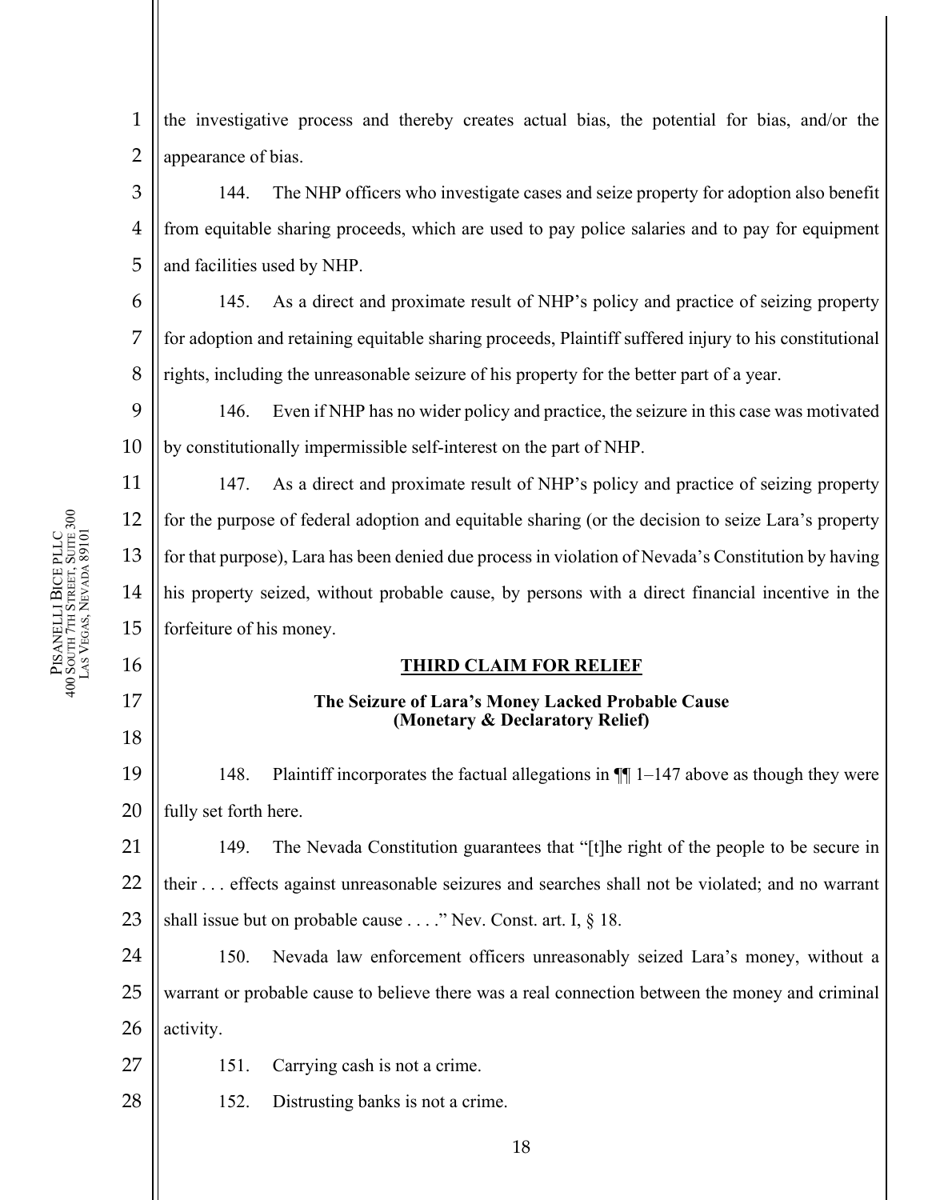the investigative process and thereby creates actual bias, the potential for bias, and/or the appearance of bias.

144. The NHP officers who investigate cases and seize property for adoption also benefit from equitable sharing proceeds, which are used to pay police salaries and to pay for equipment and facilities used by NHP.

145. As a direct and proximate result of NHP's policy and practice of seizing property for adoption and retaining equitable sharing proceeds, Plaintiff suffered injury to his constitutional rights, including the unreasonable seizure of his property for the better part of a year.

146. Even if NHP has no wider policy and practice, the seizure in this case was motivated by constitutionally impermissible self-interest on the part of NHP.

147. As a direct and proximate result of NHP's policy and practice of seizing property for the purpose of federal adoption and equitable sharing (or the decision to seize Lara's property for that purpose), Lara has been denied due process in violation of Nevada's Constitution by having his property seized, without probable cause, by persons with a direct financial incentive in the forfeiture of his money.

## THIRD CLAIM FOR RELIEF

### The Seizure of Lara's Money Lacked Probable Cause (Monetary & Declaratory Relief)

148. Plaintiff incorporates the factual allegations in ¶¶ 1–147 above as though they were fully set forth here.

149. The Nevada Constitution guarantees that "[t]he right of the people to be secure in their . . . effects against unreasonable seizures and searches shall not be violated; and no warrant shall issue but on probable cause . . . ." Nev. Const. art. I, § 18.

150. Nevada law enforcement officers unreasonably seized Lara's money, without a warrant or probable cause to believe there was a real connection between the money and criminal activity.

151. Carrying cash is not a crime.

152. Distrusting banks is not a crime.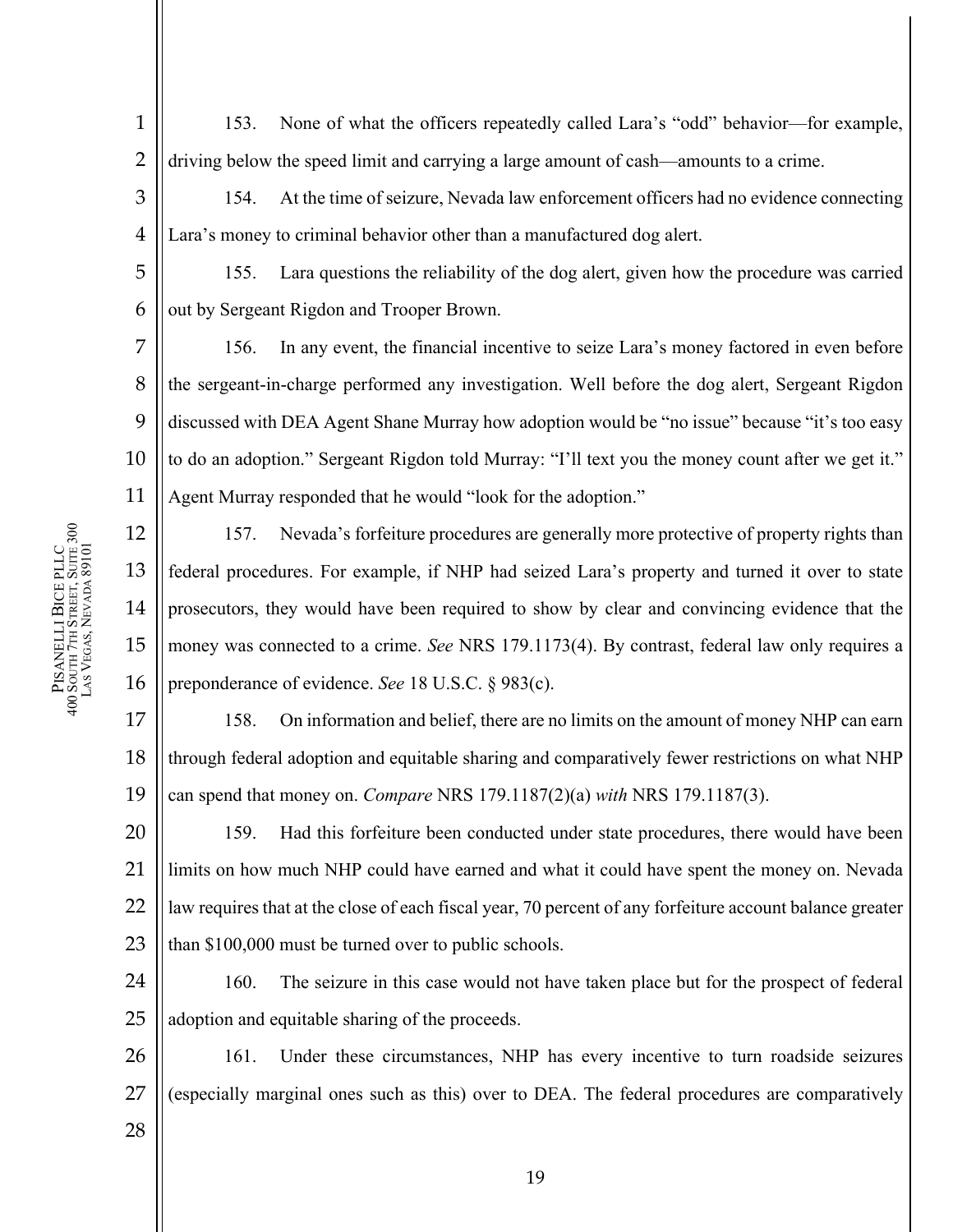153. None of what the officers repeatedly called Lara's "odd" behavior—for example, driving below the speed limit and carrying a large amount of cash—amounts to a crime.

154. At the time of seizure, Nevada law enforcement officers had no evidence connecting Lara's money to criminal behavior other than a manufactured dog alert.

155. Lara questions the reliability of the dog alert, given how the procedure was carried out by Sergeant Rigdon and Trooper Brown.

156. In any event, the financial incentive to seize Lara's money factored in even before the sergeant-in-charge performed any investigation. Well before the dog alert, Sergeant Rigdon discussed with DEA Agent Shane Murray how adoption would be "no issue" because "it's too easy to do an adoption." Sergeant Rigdon told Murray: "I'll text you the money count after we get it." Agent Murray responded that he would "look for the adoption."

157. Nevada's forfeiture procedures are generally more protective of property rights than federal procedures. For example, if NHP had seized Lara's property and turned it over to state prosecutors, they would have been required to show by clear and convincing evidence that the money was connected to a crime. *See* NRS 179.1173(4). By contrast, federal law only requires a preponderance of evidence. *See* 18 U.S.C. § 983(c).

158. On information and belief, there are no limits on the amount of money NHP can earn through federal adoption and equitable sharing and comparatively fewer restrictions on what NHP can spend that money on. *Compare* NRS 179.1187(2)(a) *with* NRS 179.1187(3).

159. Had this forfeiture been conducted under state procedures, there would have been limits on how much NHP could have earned and what it could have spent the money on. Nevada law requires that at the close of each fiscal year, 70 percent of any forfeiture account balance greater than $100,000 must be turned over to public schools.

160. The seizure in this case would not have taken place but for the prospect of federal adoption and equitable sharing of the proceeds.

161. Under these circumstances, NHP has every incentive to turn roadside seizures (especially marginal ones such as this) over to DEA. The federal procedures are comparatively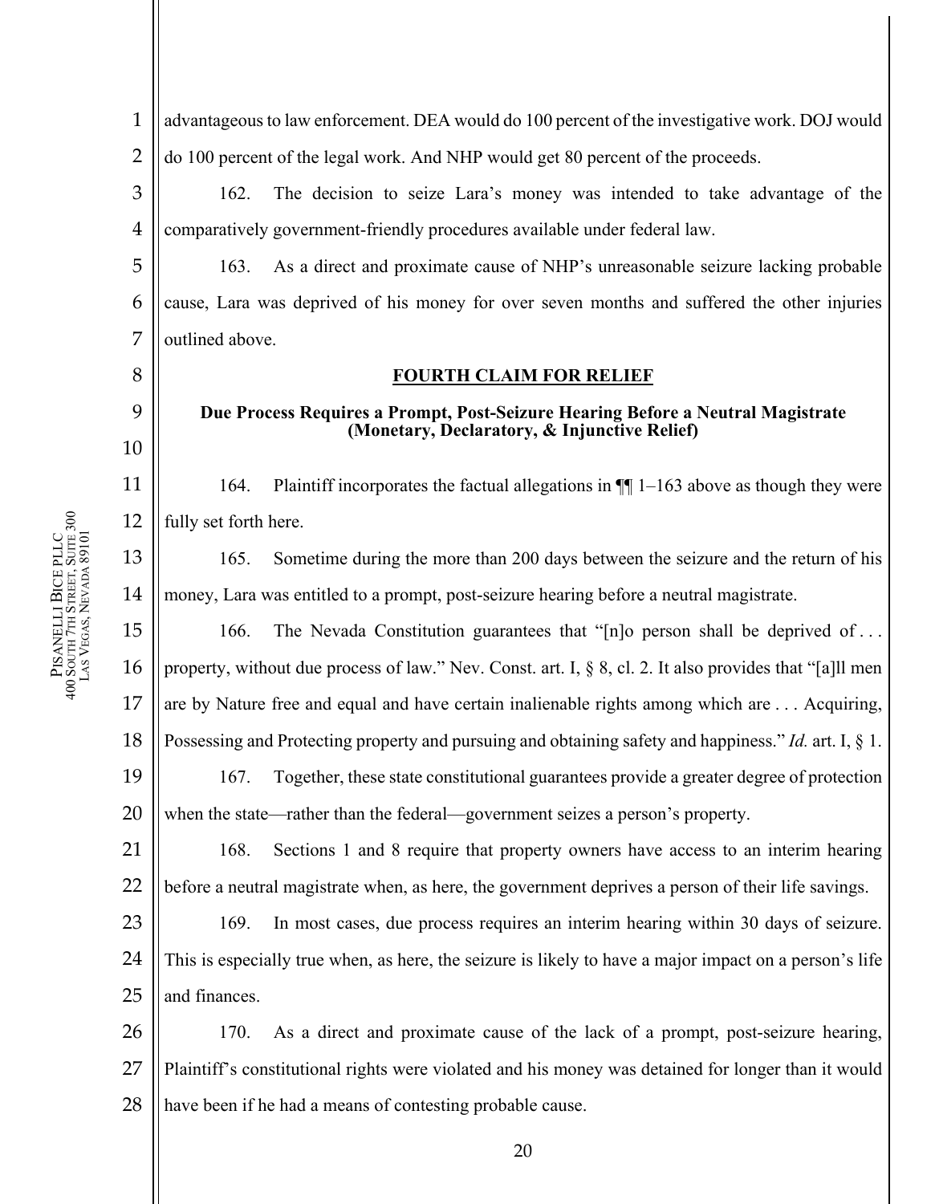advantageous to law enforcement. DEA would do 100 percent of the investigative work. DOJ would do 100 percent of the legal work. And NHP would get 80 percent of the proceeds.

162. The decision to seize Lara's money was intended to take advantage of the comparatively government-friendly procedures available under federal law.

163. As a direct and proximate cause of NHP's unreasonable seizure lacking probable cause, Lara was deprived of his money for over seven months and suffered the other injuries outlined above.

## FOURTH CLAIM FOR RELIEF

### Due Process Requires a Prompt, Post-Seizure Hearing Before a Neutral Magistrate (Monetary, Declaratory, & Injunctive Relief)

164. Plaintiff incorporates the factual allegations in ¶¶ 1–163 above as though they were fully set forth here.

165. Sometime during the more than 200 days between the seizure and the return of his money, Lara was entitled to a prompt, post-seizure hearing before a neutral magistrate.

166. The Nevada Constitution guarantees that "[n]o person shall be deprived of . . . property, without due process of law." Nev. Const. art. I, § 8, cl. 2. It also provides that "[a]ll men are by Nature free and equal and have certain inalienable rights among which are . . . Acquiring, Possessing and Protecting property and pursuing and obtaining safety and happiness." *Id.* art. I, § 1.

167. Together, these state constitutional guarantees provide a greater degree of protection when the state—rather than the federal—government seizes a person's property.

168. Sections 1 and 8 require that property owners have access to an interim hearing before a neutral magistrate when, as here, the government deprives a person of their life savings.

169. In most cases, due process requires an interim hearing within 30 days of seizure. This is especially true when, as here, the seizure is likely to have a major impact on a person's life and finances.

170. As a direct and proximate cause of the lack of a prompt, post-seizure hearing, Plaintiff's constitutional rights were violated and his money was detained for longer than it would have been if he had a means of contesting probable cause.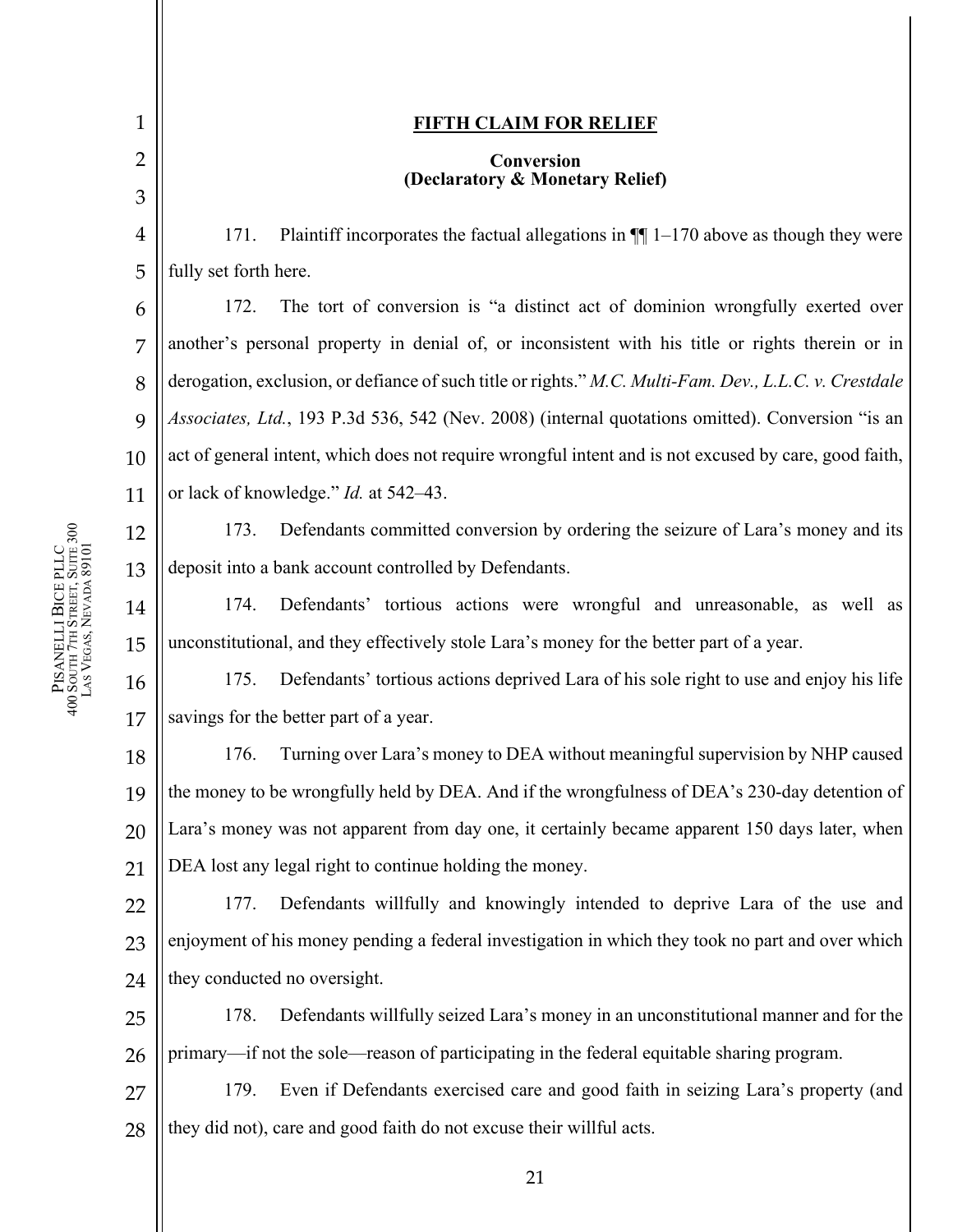**FIFTH CLAIM FOR RELIEF**

**Conversion**
**(Declaratory & Monetary Relief)**

171. Plaintiff incorporates the factual allegations in ¶¶ 1–170 above as though they were fully set forth here.

172. The tort of conversion is "a distinct act of dominion wrongfully exerted over another's personal property in denial of, or inconsistent with his title or rights therein or in derogation, exclusion, or defiance of such title or rights." *M.C. Multi-Fam. Dev., L.L.C. v. Crestdale Associates, Ltd.*, 193 P.3d 536, 542 (Nev. 2008) (internal quotations omitted). Conversion "is an act of general intent, which does not require wrongful intent and is not excused by care, good faith, or lack of knowledge." *Id.* at 542–43.

173. Defendants committed conversion by ordering the seizure of Lara's money and its deposit into a bank account controlled by Defendants.

174. Defendants' tortious actions were wrongful and unreasonable, as well as unconstitutional, and they effectively stole Lara's money for the better part of a year.

175. Defendants' tortious actions deprived Lara of his sole right to use and enjoy his life savings for the better part of a year.

176. Turning over Lara's money to DEA without meaningful supervision by NHP caused the money to be wrongfully held by DEA. And if the wrongfulness of DEA's 230-day detention of Lara's money was not apparent from day one, it certainly became apparent 150 days later, when DEA lost any legal right to continue holding the money.

177. Defendants willfully and knowingly intended to deprive Lara of the use and enjoyment of his money pending a federal investigation in which they took no part and over which they conducted no oversight.

178. Defendants willfully seized Lara's money in an unconstitutional manner and for the primary—if not the sole—reason of participating in the federal equitable sharing program.

179. Even if Defendants exercised care and good faith in seizing Lara's property (and they did not), care and good faith do not excuse their willful acts.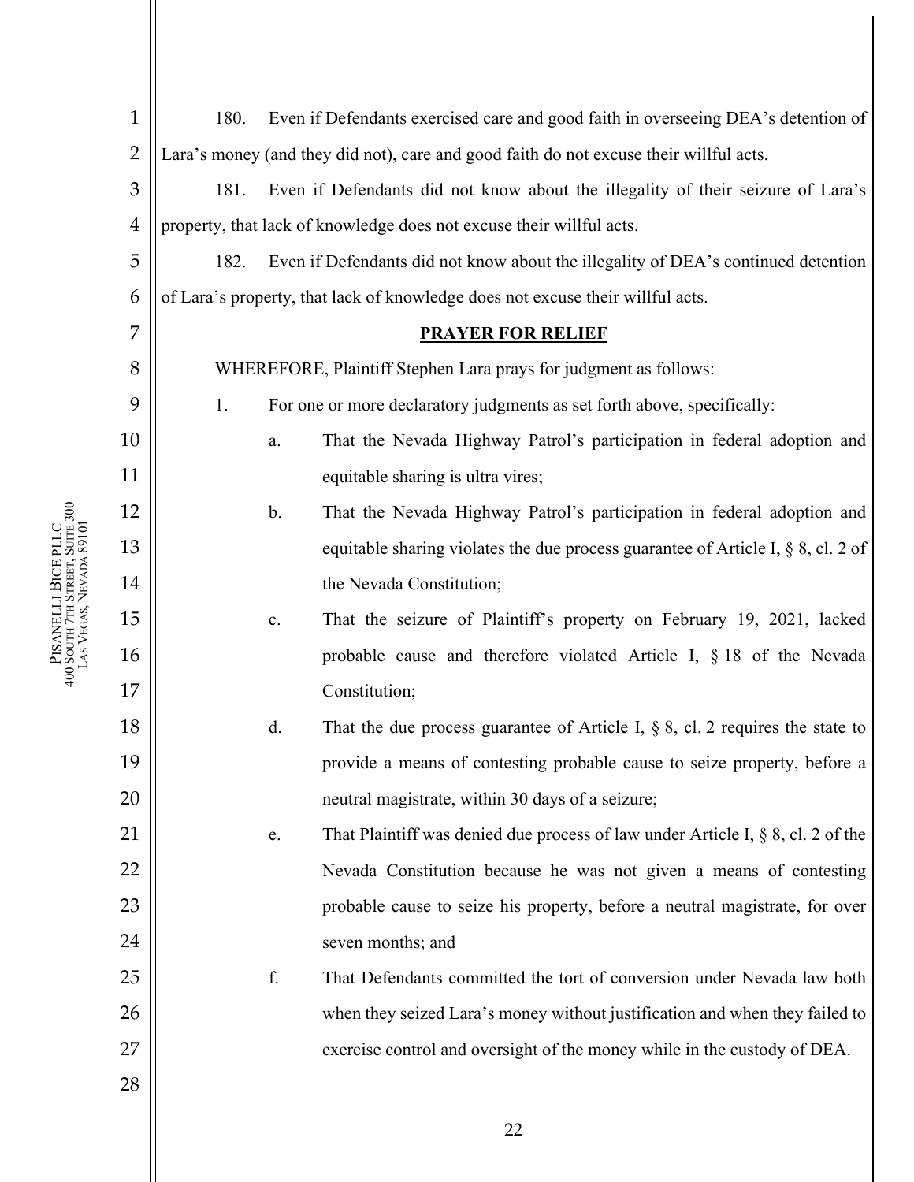180. Even if Defendants exercised care and good faith in overseeing DEA's detention of Lara's money (and they did not), care and good faith do not excuse their willful acts.

181. Even if Defendants did not know about the illegality of their seizure of Lara's property, that lack of knowledge does not excuse their willful acts.

182. Even if Defendants did not know about the illegality of DEA's continued detention of Lara's property, that lack of knowledge does not excuse their willful acts.

## PRAYER FOR RELIEF

WHEREFORE, Plaintiff Stephen Lara prays for judgment as follows:

1. For one or more declaratory judgments as set forth above, specifically:

    a. That the Nevada Highway Patrol's participation in federal adoption and equitable sharing is ultra vires;

    b. That the Nevada Highway Patrol's participation in federal adoption and equitable sharing violates the due process guarantee of Article I, § 8, cl. 2 of the Nevada Constitution;

    c. That the seizure of Plaintiff's property on February 19, 2021, lacked probable cause and therefore violated Article I, § 18 of the Nevada Constitution;

    d. That the due process guarantee of Article I, § 8, cl. 2 requires the state to provide a means of contesting probable cause to seize property, before a neutral magistrate, within 30 days of a seizure;

    e. That Plaintiff was denied due process of law under Article I, § 8, cl. 2 of the Nevada Constitution because he was not given a means of contesting probable cause to seize his property, before a neutral magistrate, for over seven months; and

    f. That Defendants committed the tort of conversion under Nevada law both when they seized Lara's money without justification and when they failed to exercise control and oversight of the money while in the custody of DEA.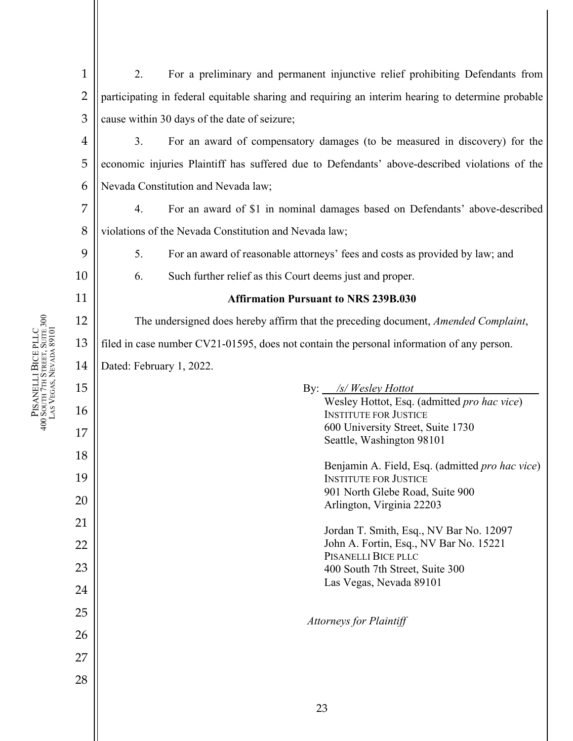2. For a preliminary and permanent injunctive relief prohibiting Defendants from participating in federal equitable sharing and requiring an interim hearing to determine probable cause within 30 days of the date of seizure;

3. For an award of compensatory damages (to be measured in discovery) for the economic injuries Plaintiff has suffered due to Defendants' above-described violations of the Nevada Constitution and Nevada law;

4. For an award of $1 in nominal damages based on Defendants' above-described violations of the Nevada Constitution and Nevada law;

5. For an award of reasonable attorneys' fees and costs as provided by law; and

6. Such further relief as this Court deems just and proper.

**Affirmation Pursuant to NRS 239B.030**

The undersigned does hereby affirm that the preceding document, *Amended Complaint*, filed in case number CV21-01595, does not contain the personal information of any person.

Dated: February 1, 2022.

By: *\/s\/ Wesley Hottot*
Wesley Hottot, Esq. (admitted *pro hac vice*)
INSTITUTE FOR JUSTICE
600 University Street, Suite 1730
Seattle, Washington 98101

Benjamin A. Field, Esq. (admitted *pro hac vice*)
INSTITUTE FOR JUSTICE
901 North Glebe Road, Suite 900
Arlington, Virginia 22203

Jordan T. Smith, Esq., NV Bar No. 12097
John A. Fortin, Esq., NV Bar No. 15221
PISANELLI BICE PLLC
400 South 7th Street, Suite 300
Las Vegas, Nevada 89101

*Attorneys for Plaintiff*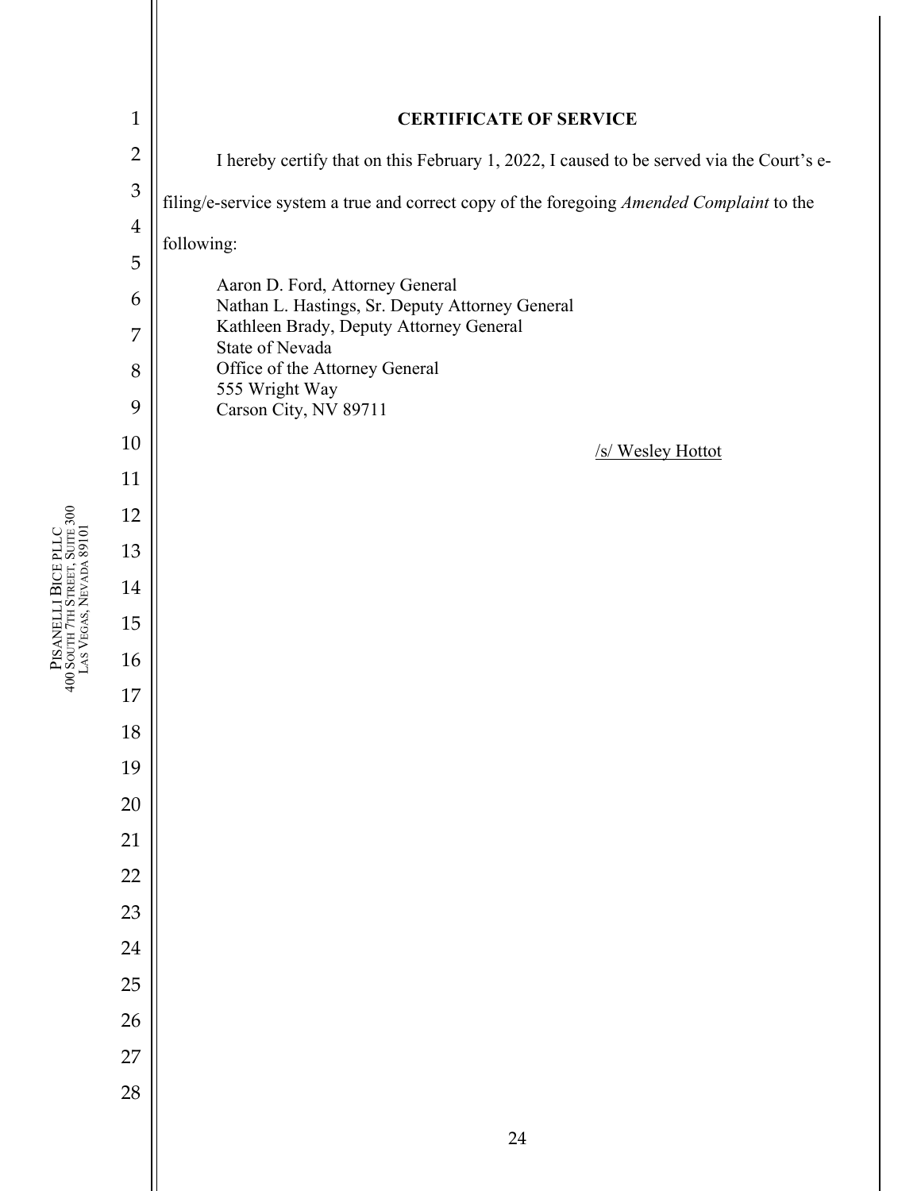## CERTIFICATE OF SERVICE

I hereby certify that on this February 1, 2022, I caused to be served via the Court's e-filing/e-service system a true and correct copy of the foregoing *Amended Complaint* to the following:

Aaron D. Ford, Attorney General
Nathan L. Hastings, Sr. Deputy Attorney General
Kathleen Brady, Deputy Attorney General
State of Nevada
Office of the Attorney General
555 Wright Way
Carson City, NV 89711

/s/ Wesley Hottot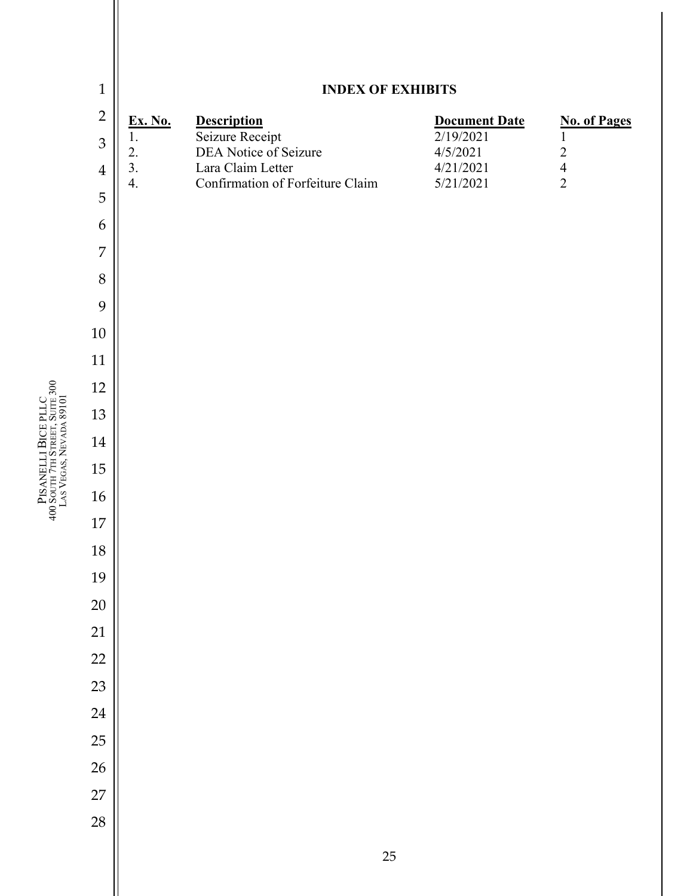## INDEX OF EXHIBITS

| Ex. No. | Description | Document Date | No. of Pages |
|---|---|---|---|
| 1. | Seizure Receipt | 2/19/2021 | 1 |
| 2. | DEA Notice of Seizure | 4/5/2021 | 2 |
| 3. | Lara Claim Letter | 4/21/2021 | 4 |
| 4. | Confirmation of Forfeiture Claim | 5/21/2021 | 2 |